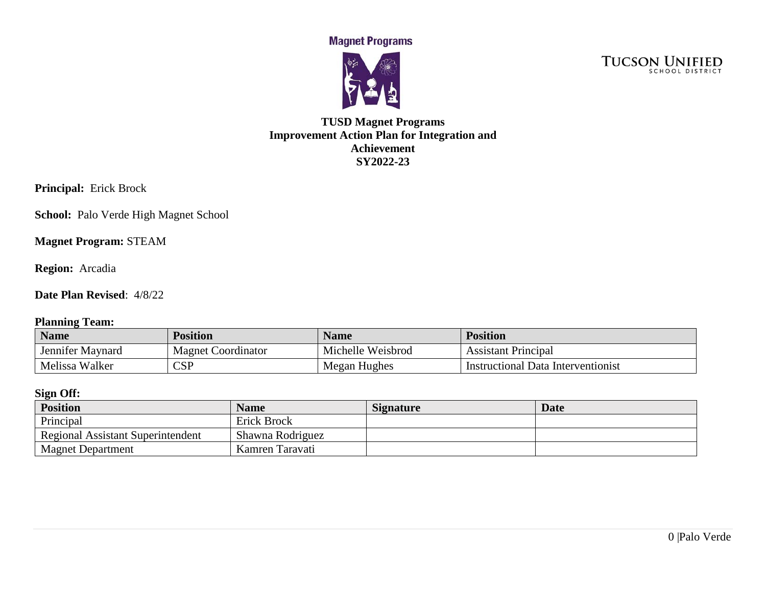Magnet Programs

TUCSON UNIFIED SCHOOL DISTRICT

# TUSD Magnet Programs
# Improvement Action Plan for Integration and Achievement
# SY2022-23

**Principal:** Erick Brock

**School:** Palo Verde High Magnet School

**Magnet Program:** STEAM

**Region:** Arcadia

**Date Plan Revised**: 4/8/22

**Planning Team:**

| Name | Position | Name | Position |
|---|---|---|---|
| Jennifer Maynard | Magnet Coordinator | Michelle Weisbrod | Assistant Principal |
| Melissa Walker | CSP | Megan Hughes | Instructional Data Interventionist |

**Sign Off:**

| Position | Name | Signature | Date |
|---|---|---|---|
| Principal | Erick Brock | | |
| Regional Assistant Superintendent | Shawna Rodriguez | | |
| Magnet Department | Kamren Taravati | | |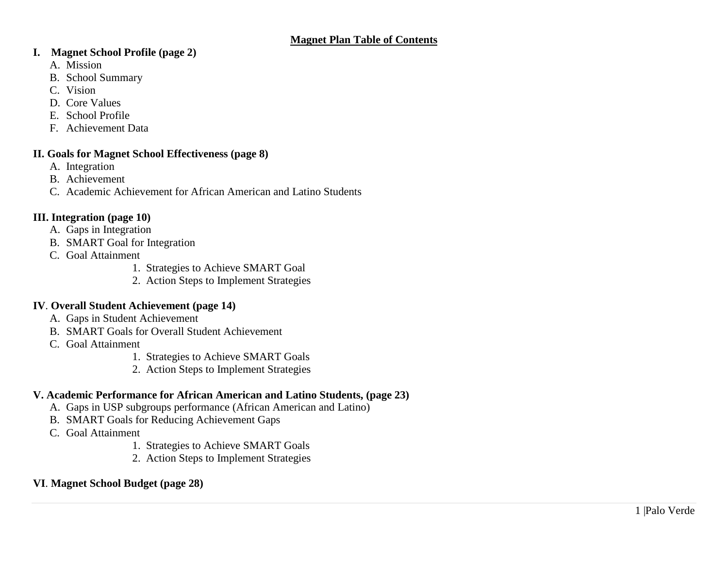# Magnet Plan Table of Contents

**I. Magnet School Profile (page 2)**

A. Mission
B. School Summary
C. Vision
D. Core Values
E. School Profile
F. Achievement Data

**II. Goals for Magnet School Effectiveness (page 8)**

A. Integration
B. Achievement
C. Academic Achievement for African American and Latino Students

**III. Integration (page 10)**

A. Gaps in Integration
B. SMART Goal for Integration
C. Goal Attainment
   1. Strategies to Achieve SMART Goal
   2. Action Steps to Implement Strategies

**IV. Overall Student Achievement (page 14)**

A. Gaps in Student Achievement
B. SMART Goals for Overall Student Achievement
C. Goal Attainment
   1. Strategies to Achieve SMART Goals
   2. Action Steps to Implement Strategies

**V. Academic Performance for African American and Latino Students, (page 23)**

A. Gaps in USP subgroups performance (African American and Latino)
B. SMART Goals for Reducing Achievement Gaps
C. Goal Attainment
   1. Strategies to Achieve SMART Goals
   2. Action Steps to Implement Strategies

**VI. Magnet School Budget (page 28)**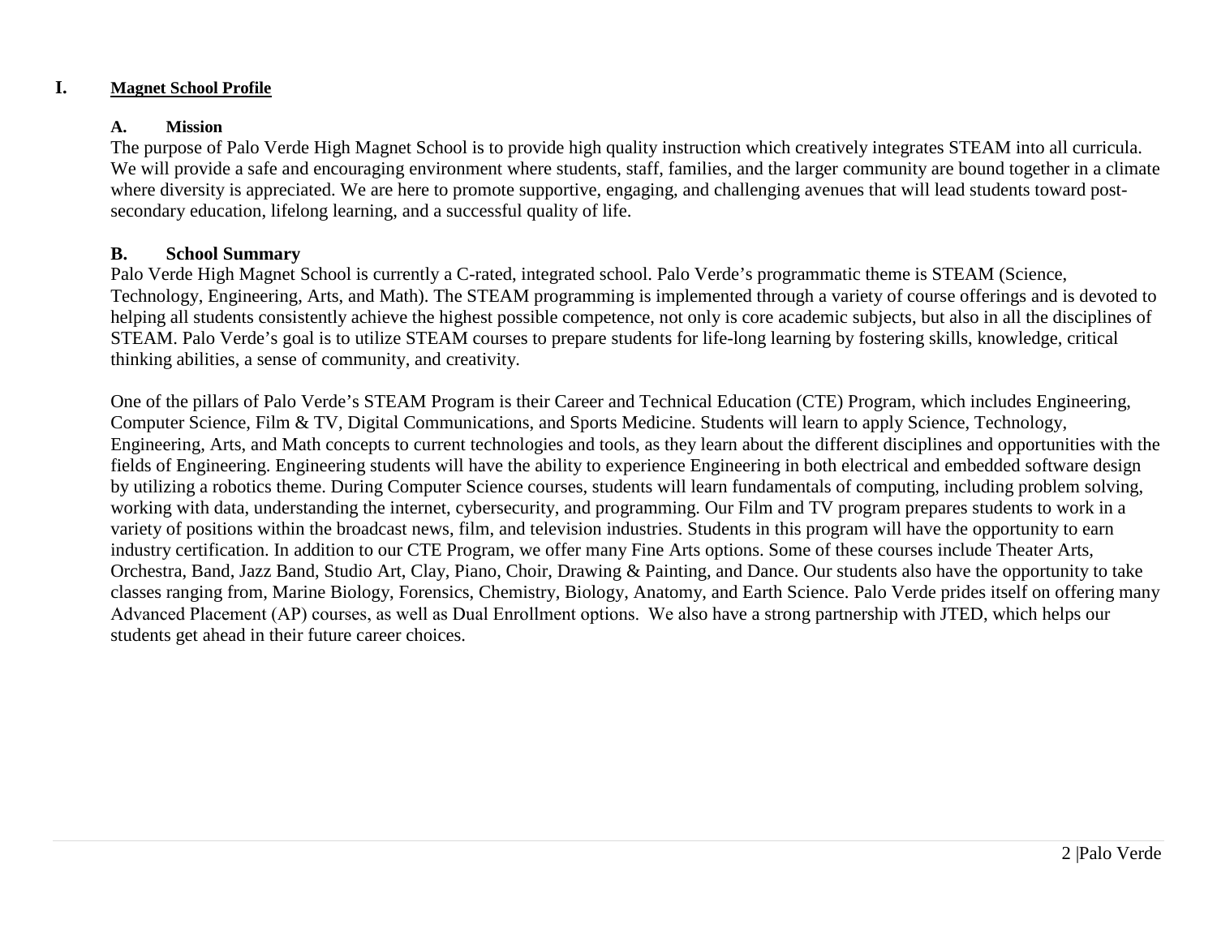# I. Magnet School Profile

## A. Mission

The purpose of Palo Verde High Magnet School is to provide high quality instruction which creatively integrates STEAM into all curricula. We will provide a safe and encouraging environment where students, staff, families, and the larger community are bound together in a climate where diversity is appreciated. We are here to promote supportive, engaging, and challenging avenues that will lead students toward post-secondary education, lifelong learning, and a successful quality of life.

## B. School Summary

Palo Verde High Magnet School is currently a C-rated, integrated school. Palo Verde's programmatic theme is STEAM (Science, Technology, Engineering, Arts, and Math). The STEAM programming is implemented through a variety of course offerings and is devoted to helping all students consistently achieve the highest possible competence, not only is core academic subjects, but also in all the disciplines of STEAM. Palo Verde's goal is to utilize STEAM courses to prepare students for life-long learning by fostering skills, knowledge, critical thinking abilities, a sense of community, and creativity.

One of the pillars of Palo Verde's STEAM Program is their Career and Technical Education (CTE) Program, which includes Engineering, Computer Science, Film & TV, Digital Communications, and Sports Medicine. Students will learn to apply Science, Technology, Engineering, Arts, and Math concepts to current technologies and tools, as they learn about the different disciplines and opportunities with the fields of Engineering. Engineering students will have the ability to experience Engineering in both electrical and embedded software design by utilizing a robotics theme. During Computer Science courses, students will learn fundamentals of computing, including problem solving, working with data, understanding the internet, cybersecurity, and programming. Our Film and TV program prepares students to work in a variety of positions within the broadcast news, film, and television industries. Students in this program will have the opportunity to earn industry certification. In addition to our CTE Program, we offer many Fine Arts options. Some of these courses include Theater Arts, Orchestra, Band, Jazz Band, Studio Art, Clay, Piano, Choir, Drawing & Painting, and Dance. Our students also have the opportunity to take classes ranging from, Marine Biology, Forensics, Chemistry, Biology, Anatomy, and Earth Science. Palo Verde prides itself on offering many Advanced Placement (AP) courses, as well as Dual Enrollment options. We also have a strong partnership with JTED, which helps our students get ahead in their future career choices.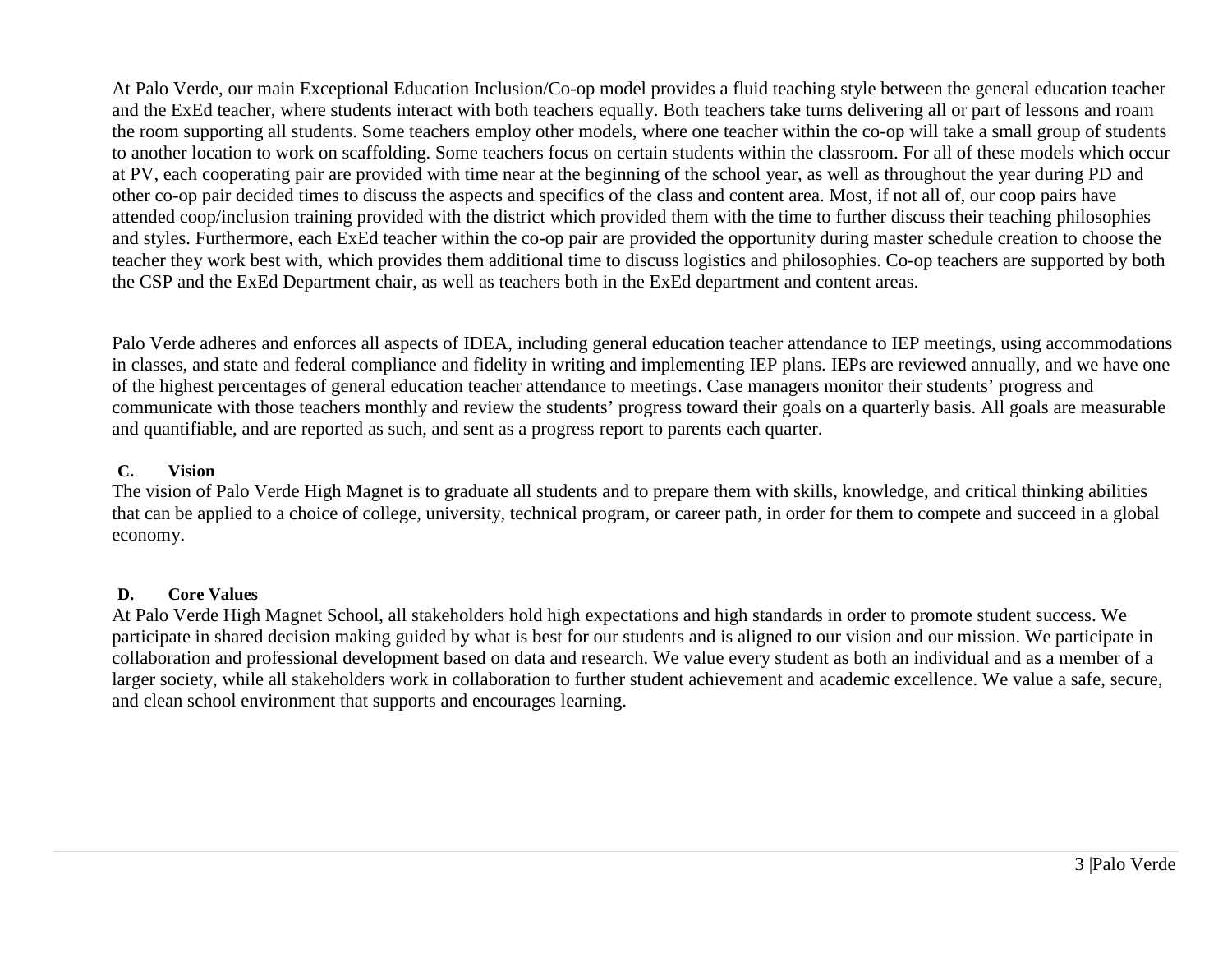At Palo Verde, our main Exceptional Education Inclusion/Co-op model provides a fluid teaching style between the general education teacher and the ExEd teacher, where students interact with both teachers equally. Both teachers take turns delivering all or part of lessons and roam the room supporting all students. Some teachers employ other models, where one teacher within the co-op will take a small group of students to another location to work on scaffolding. Some teachers focus on certain students within the classroom. For all of these models which occur at PV, each cooperating pair are provided with time near at the beginning of the school year, as well as throughout the year during PD and other co-op pair decided times to discuss the aspects and specifics of the class and content area. Most, if not all of, our coop pairs have attended coop/inclusion training provided with the district which provided them with the time to further discuss their teaching philosophies and styles. Furthermore, each ExEd teacher within the co-op pair are provided the opportunity during master schedule creation to choose the teacher they work best with, which provides them additional time to discuss logistics and philosophies. Co-op teachers are supported by both the CSP and the ExEd Department chair, as well as teachers both in the ExEd department and content areas.

Palo Verde adheres and enforces all aspects of IDEA, including general education teacher attendance to IEP meetings, using accommodations in classes, and state and federal compliance and fidelity in writing and implementing IEP plans. IEPs are reviewed annually, and we have one of the highest percentages of general education teacher attendance to meetings. Case managers monitor their students' progress and communicate with those teachers monthly and review the students' progress toward their goals on a quarterly basis. All goals are measurable and quantifiable, and are reported as such, and sent as a progress report to parents each quarter.

### C. Vision

The vision of Palo Verde High Magnet is to graduate all students and to prepare them with skills, knowledge, and critical thinking abilities that can be applied to a choice of college, university, technical program, or career path, in order for them to compete and succeed in a global economy.

### D. Core Values

At Palo Verde High Magnet School, all stakeholders hold high expectations and high standards in order to promote student success. We participate in shared decision making guided by what is best for our students and is aligned to our vision and our mission. We participate in collaboration and professional development based on data and research. We value every student as both an individual and as a member of a larger society, while all stakeholders work in collaboration to further student achievement and academic excellence. We value a safe, secure, and clean school environment that supports and encourages learning.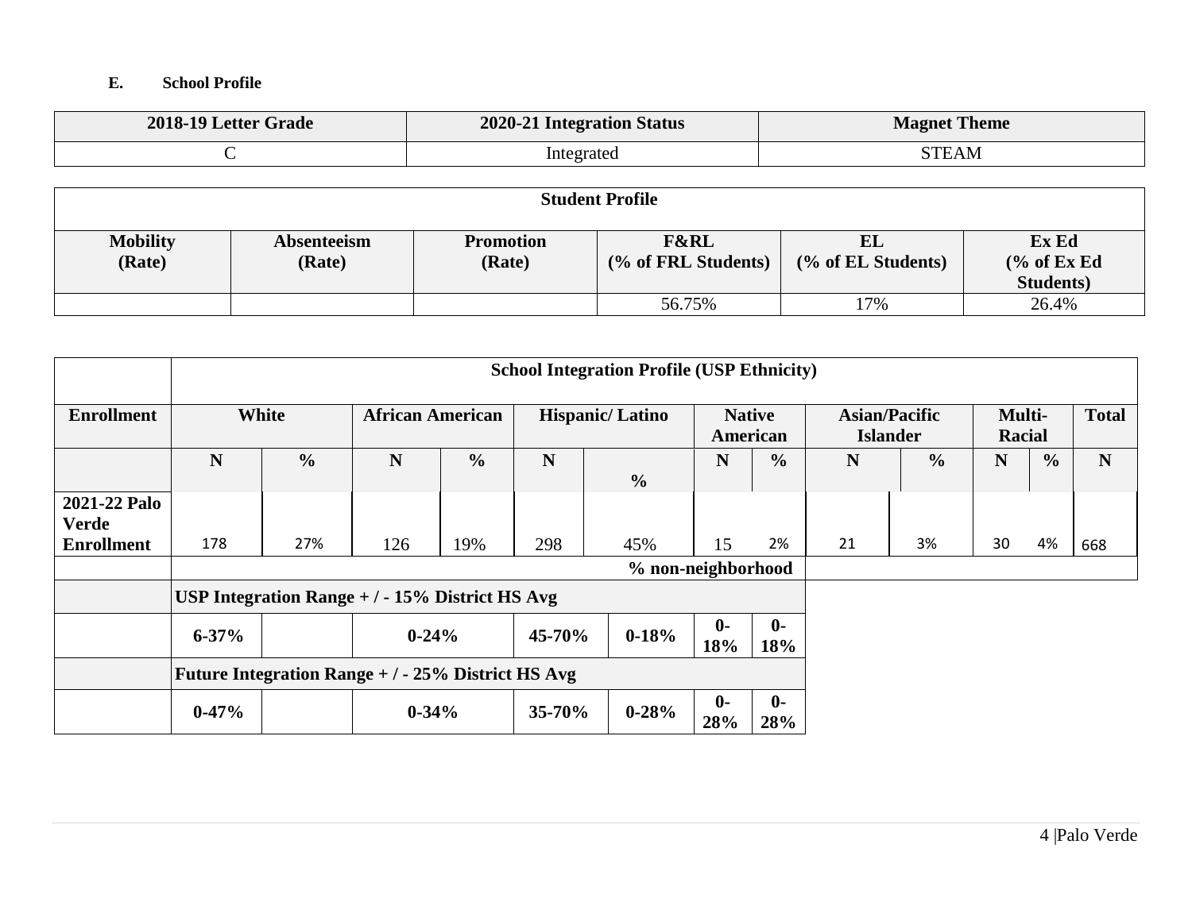### E. School Profile

| 2018-19 Letter Grade | 2020-21 Integration Status | Magnet Theme |
|---|---|---|
| C | Integrated | STEAM |

| Student Profile | | | | | |
|---|---|---|---|---|---|
| Mobility (Rate) | Absenteeism (Rate) | Promotion (Rate) | F&RL (% of FRL Students) | EL (% of EL Students) | Ex Ed (% of Ex Ed Students) |
| | | | 56.75% | 17% | 26.4% |

| | School Integration Profile (USP Ethnicity) | | | | | | | | | | | | |
|---|---|---|---|---|---|---|---|---|---|---|---|---|---|
| **Enrollment** | **White** | | **African American** | | **Hispanic/ Latino** | | **Native American** | | **Asian/Pacific Islander** | | **Multi-Racial** | | **Total** |
| | **N** | **%** | **N** | **%** | **N** | **%** | **N** | **%** | **N** | **%** | **N** | **%** | **N** |
| **2021-22 Palo Verde Enrollment** | 178 | 27% | 126 | 19% | 298 | 45% | 15 | 2% | 21 | 3% | 30 | 4% | 668 |
| | % non-neighborhood | | | | | | | | | | | | |
| | **USP Integration Range + / - 15% District HS Avg** | | | | | | | | | | | | |
| | **6-37%** | | **0-24%** | | **45-70%** | **0-18%** | **0-18%** | **0-18%** | | | | | |
| | **Future Integration Range + / - 25% District HS Avg** | | | | | | | | | | | | |
| | **0-47%** | | **0-34%** | | **35-70%** | **0-28%** | **0-28%** | **0-28%** | | | | | |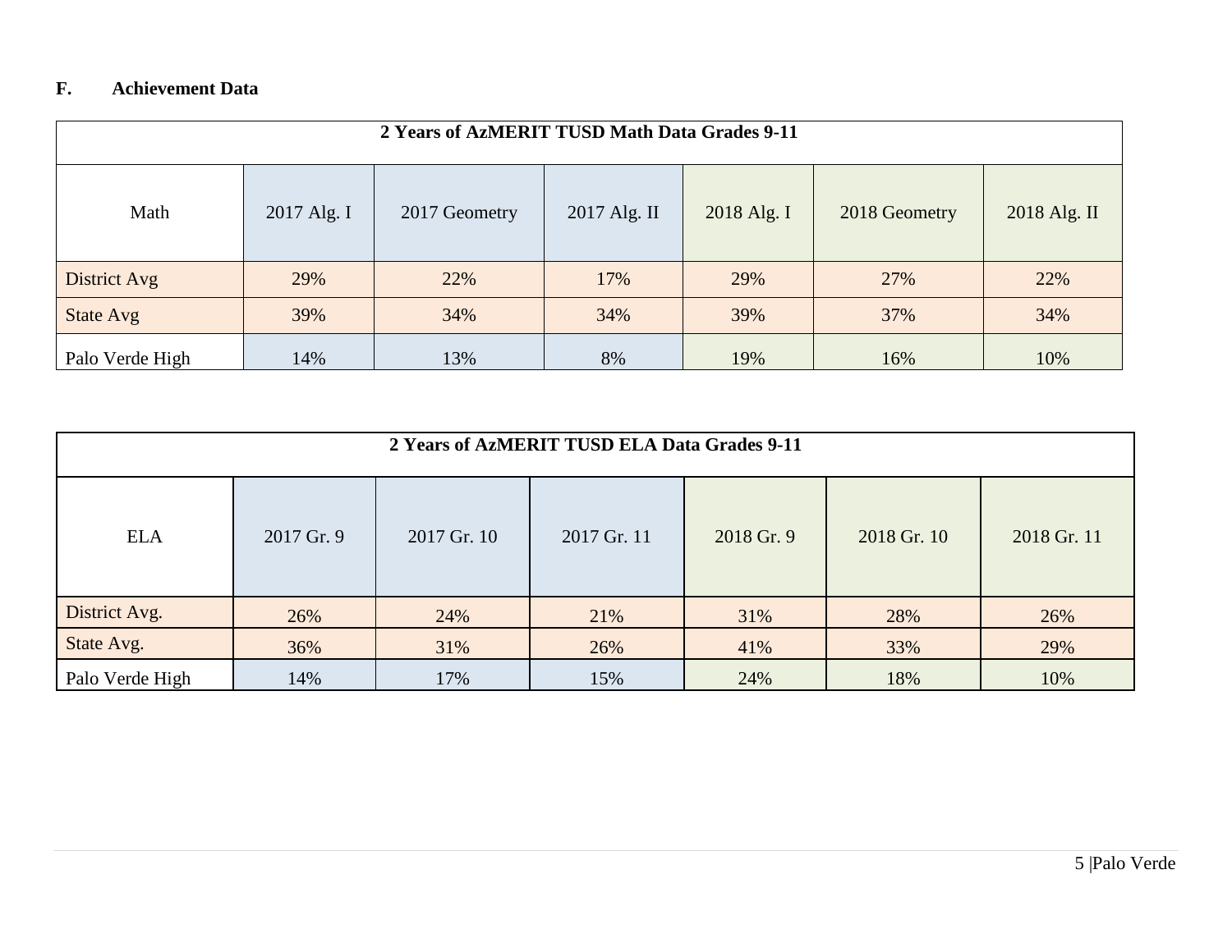## F. Achievement Data

| 2 Years of AzMERIT TUSD Math Data Grades 9-11 | | | | | | |
|---|---|---|---|---|---|---|
| Math | 2017 Alg. I | 2017 Geometry | 2017 Alg. II | 2018 Alg. I | 2018 Geometry | 2018 Alg. II |
| District Avg | 29% | 22% | 17% | 29% | 27% | 22% |
| State Avg | 39% | 34% | 34% | 39% | 37% | 34% |
| Palo Verde High | 14% | 13% | 8% | 19% | 16% | 10% |

| 2 Years of AzMERIT TUSD ELA Data Grades 9-11 | | | | | | |
|---|---|---|---|---|---|---|
| ELA | 2017 Gr. 9 | 2017 Gr. 10 | 2017 Gr. 11 | 2018 Gr. 9 | 2018 Gr. 10 | 2018 Gr. 11 |
| District Avg. | 26% | 24% | 21% | 31% | 28% | 26% |
| State Avg. | 36% | 31% | 26% | 41% | 33% | 29% |
| Palo Verde High | 14% | 17% | 15% | 24% | 18% | 10% |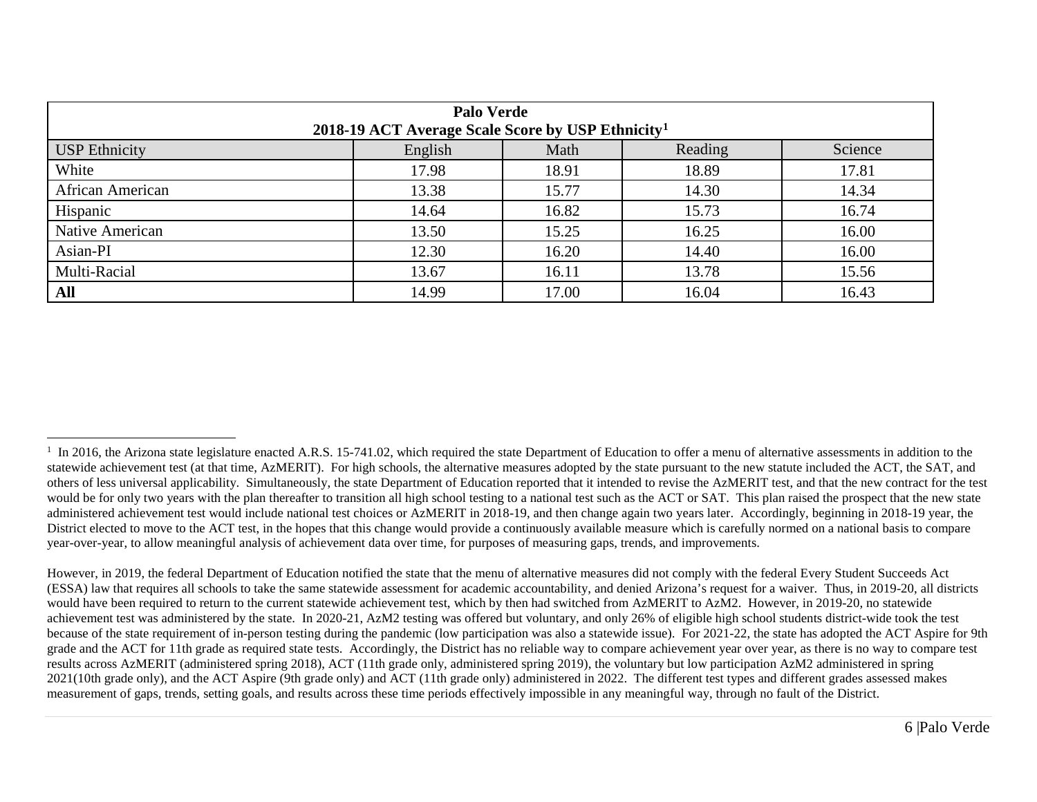| Palo Verde<br>2018-19 ACT Average Scale Score by USP Ethnicity[1] | | | | |
|---|---|---|---|---|
| USP Ethnicity | English | Math | Reading | Science |
| White | 17.98 | 18.91 | 18.89 | 17.81 |
| African American | 13.38 | 15.77 | 14.30 | 14.34 |
| Hispanic | 14.64 | 16.82 | 15.73 | 16.74 |
| Native American | 13.50 | 15.25 | 16.25 | 16.00 |
| Asian-PI | 12.30 | 16.20 | 14.40 | 16.00 |
| Multi-Racial | 13.67 | 16.11 | 13.78 | 15.56 |
| **All** | 14.99 | 17.00 | 16.04 | 16.43 |

[1] In 2016, the Arizona state legislature enacted A.R.S. 15-741.02, which required the state Department of Education to offer a menu of alternative assessments in addition to the statewide achievement test (at that time, AzMERIT). For high schools, the alternative measures adopted by the state pursuant to the new statute included the ACT, the SAT, and others of less universal applicability. Simultaneously, the state Department of Education reported that it intended to revise the AzMERIT test, and that the new contract for the test would be for only two years with the plan thereafter to transition all high school testing to a national test such as the ACT or SAT. This plan raised the prospect that the new state administered achievement test would include national test choices or AzMERIT in 2018-19, and then change again two years later. Accordingly, beginning in 2018-19 year, the District elected to move to the ACT test, in the hopes that this change would provide a continuously available measure which is carefully normed on a national basis to compare year-over-year, to allow meaningful analysis of achievement data over time, for purposes of measuring gaps, trends, and improvements.

However, in 2019, the federal Department of Education notified the state that the menu of alternative measures did not comply with the federal Every Student Succeeds Act (ESSA) law that requires all schools to take the same statewide assessment for academic accountability, and denied Arizona's request for a waiver. Thus, in 2019-20, all districts would have been required to return to the current statewide achievement test, which by then had switched from AzMERIT to AzM2. However, in 2019-20, no statewide achievement test was administered by the state. In 2020-21, AzM2 testing was offered but voluntary, and only 26% of eligible high school students district-wide took the test because of the state requirement of in-person testing during the pandemic (low participation was also a statewide issue). For 2021-22, the state has adopted the ACT Aspire for 9th grade and the ACT for 11th grade as required state tests. Accordingly, the District has no reliable way to compare achievement year over year, as there is no way to compare test results across AzMERIT (administered spring 2018), ACT (11th grade only, administered spring 2019), the voluntary but low participation AzM2 administered in spring 2021(10th grade only), and the ACT Aspire (9th grade only) and ACT (11th grade only) administered in 2022. The different test types and different grades assessed makes measurement of gaps, trends, setting goals, and results across these time periods effectively impossible in any meaningful way, through no fault of the District.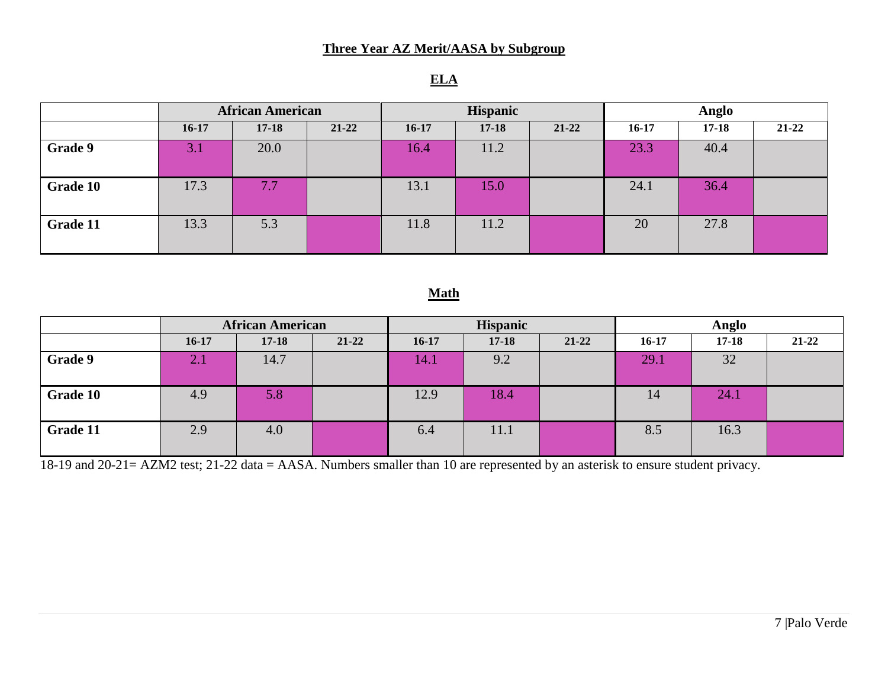## Three Year AZ Merit/AASA by Subgroup

### ELA

| | African American | | | Hispanic | | | Anglo | | |
|---|---|---|---|---|---|---|---|---|---|
| | 16-17 | 17-18 | 21-22 | 16-17 | 17-18 | 21-22 | 16-17 | 17-18 | 21-22 |
| Grade 9 | 3.1 | 20.0 | | 16.4 | 11.2 | | 23.3 | 40.4 | |
| Grade 10 | 17.3 | 7.7 | | 13.1 | 15.0 | | 24.1 | 36.4 | |
| Grade 11 | 13.3 | 5.3 | | 11.8 | 11.2 | | 20 | 27.8 | |

### Math

| | African American | | | Hispanic | | | Anglo | | |
|---|---|---|---|---|---|---|---|---|---|
| | 16-17 | 17-18 | 21-22 | 16-17 | 17-18 | 21-22 | 16-17 | 17-18 | 21-22 |
| Grade 9 | 2.1 | 14.7 | | 14.1 | 9.2 | | 29.1 | 32 | |
| Grade 10 | 4.9 | 5.8 | | 12.9 | 18.4 | | 14 | 24.1 | |
| Grade 11 | 2.9 | 4.0 | | 6.4 | 11.1 | | 8.5 | 16.3 | |

18-19 and 20-21= AZM2 test; 21-22 data = AASA. Numbers smaller than 10 are represented by an asterisk to ensure student privacy.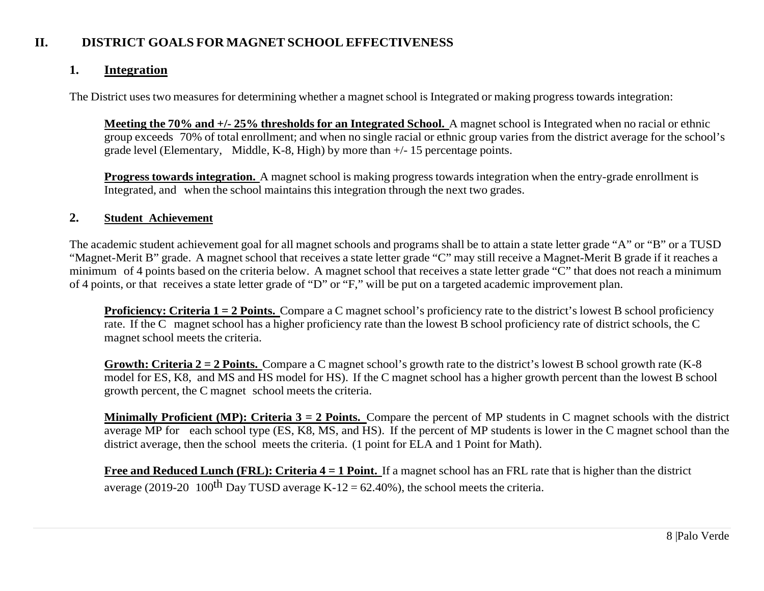# II. DISTRICT GOALS FOR MAGNET SCHOOL EFFECTIVENESS

## 1. Integration

The District uses two measures for determining whether a magnet school is Integrated or making progress towards integration:

**Meeting the 70% and +/- 25% thresholds for an Integrated School.** A magnet school is Integrated when no racial or ethnic group exceeds 70% of total enrollment; and when no single racial or ethnic group varies from the district average for the school's grade level (Elementary, Middle, K-8, High) by more than +/- 15 percentage points.

**Progress towards integration.** A magnet school is making progress towards integration when the entry-grade enrollment is Integrated, and when the school maintains this integration through the next two grades.

## 2. Student Achievement

The academic student achievement goal for all magnet schools and programs shall be to attain a state letter grade "A" or "B" or a TUSD "Magnet-Merit B" grade. A magnet school that receives a state letter grade "C" may still receive a Magnet-Merit B grade if it reaches a minimum of 4 points based on the criteria below. A magnet school that receives a state letter grade "C" that does not reach a minimum of 4 points, or that receives a state letter grade of "D" or "F," will be put on a targeted academic improvement plan.

**Proficiency: Criteria 1 = 2 Points.** Compare a C magnet school's proficiency rate to the district's lowest B school proficiency rate. If the C magnet school has a higher proficiency rate than the lowest B school proficiency rate of district schools, the C magnet school meets the criteria.

**Growth: Criteria 2 = 2 Points.** Compare a C magnet school's growth rate to the district's lowest B school growth rate (K-8 model for ES, K8, and MS and HS model for HS). If the C magnet school has a higher growth percent than the lowest B school growth percent, the C magnet school meets the criteria.

**Minimally Proficient (MP): Criteria 3 = 2 Points.** Compare the percent of MP students in C magnet schools with the district average MP for each school type (ES, K8, MS, and HS). If the percent of MP students is lower in the C magnet school than the district average, then the school meets the criteria. (1 point for ELA and 1 Point for Math).

**Free and Reduced Lunch (FRL): Criteria 4 = 1 Point.** If a magnet school has an FRL rate that is higher than the district average (2019-20 100th Day TUSD average K-12 = 62.40%), the school meets the criteria.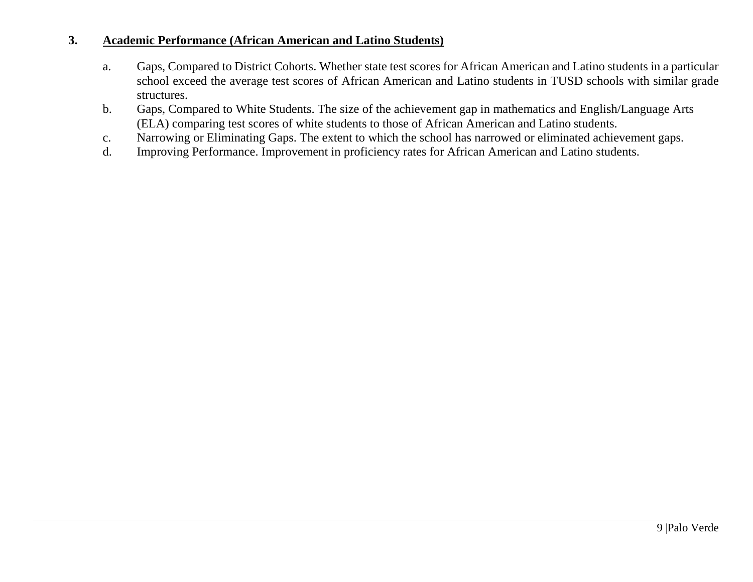### 3. <u>Academic Performance (African American and Latino Students)</u>

a. Gaps, Compared to District Cohorts. Whether state test scores for African American and Latino students in a particular school exceed the average test scores of African American and Latino students in TUSD schools with similar grade structures.

b. Gaps, Compared to White Students. The size of the achievement gap in mathematics and English/Language Arts (ELA) comparing test scores of white students to those of African American and Latino students.

c. Narrowing or Eliminating Gaps. The extent to which the school has narrowed or eliminated achievement gaps.

d. Improving Performance. Improvement in proficiency rates for African American and Latino students.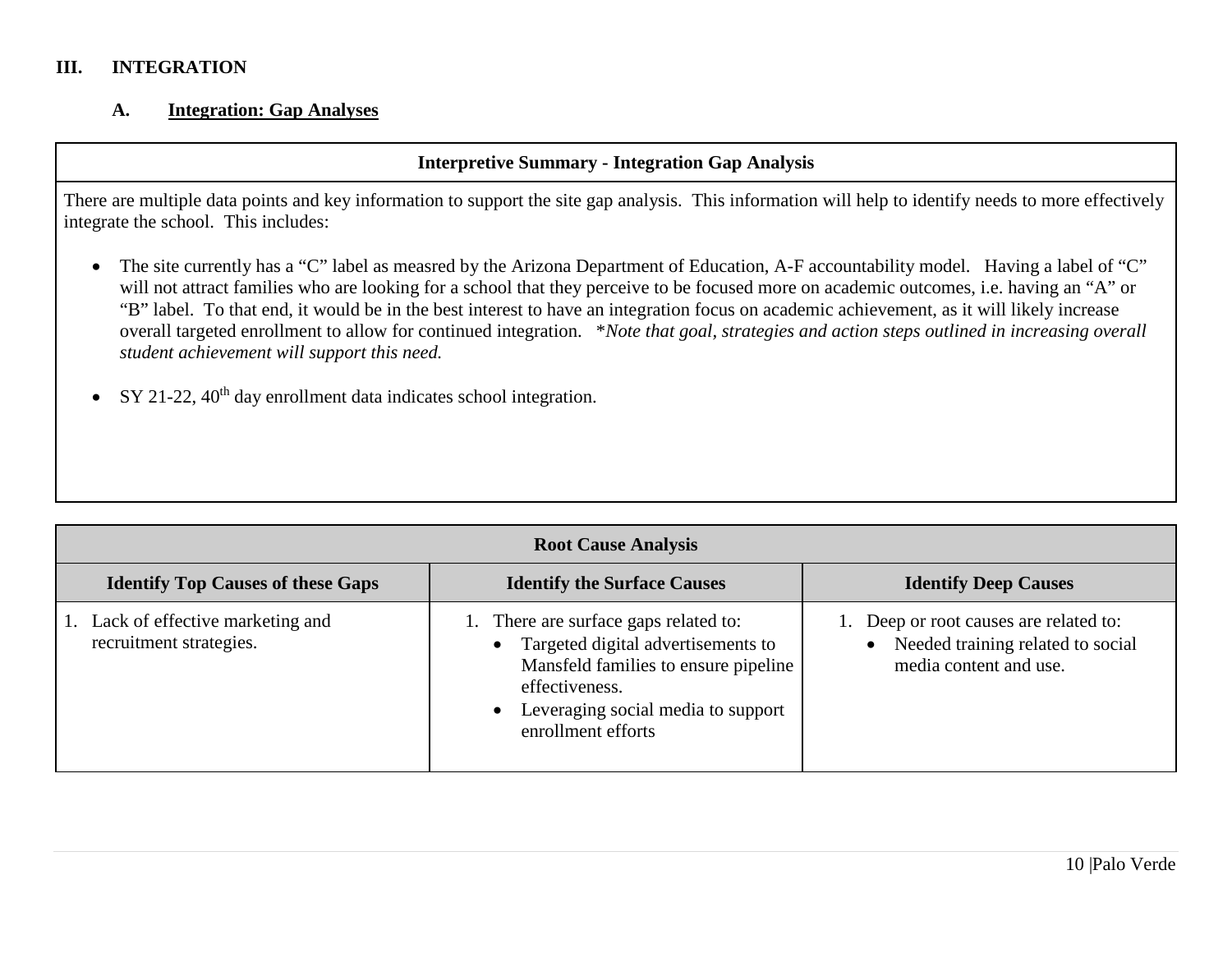## III. INTEGRATION

### A. Integration: Gap Analyses

| Interpretive Summary - Integration Gap Analysis |
|---|
| There are multiple data points and key information to support the site gap analysis. This information will help to identify needs to more effectively integrate the school. This includes:<br><br>• The site currently has a "C" label as measred by the Arizona Department of Education, A-F accountability model. Having a label of "C" will not attract families who are looking for a school that they perceive to be focused more on academic outcomes, i.e. having an "A" or "B" label. To that end, it would be in the best interest to have an integration focus on academic achievement, as it will likely increase overall targeted enrollment to allow for continued integration. **Note that goal, strategies and action steps outlined in increasing overall student achievement will support this need.*<br><br>• SY 21-22, 40th day enrollment data indicates school integration. |

| Root Cause Analysis | | |
|---|---|---|
| **Identify Top Causes of these Gaps** | **Identify the Surface Causes** | **Identify Deep Causes** |
| 1. Lack of effective marketing and recruitment strategies. | 1. There are surface gaps related to:<br>• Targeted digital advertisements to Mansfeld families to ensure pipeline effectiveness.<br>• Leveraging social media to support enrollment efforts | 1. Deep or root causes are related to:<br>• Needed training related to social media content and use. |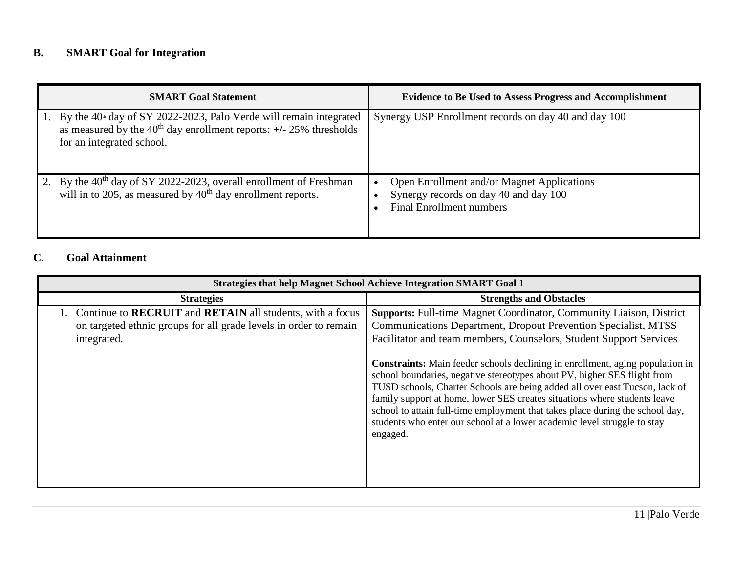### B. SMART Goal for Integration

| SMART Goal Statement | Evidence to Be Used to Assess Progress and Accomplishment |
| --- | --- |
| 1. By the 40th day of SY 2022-2023, Palo Verde will remain integrated as measured by the 40th day enrollment reports: +/- 25% thresholds for an integrated school. | Synergy USP Enrollment records on day 40 and day 100 |
| 2. By the 40th day of SY 2022-2023, overall enrollment of Freshman will in to 205, as measured by 40th day enrollment reports. | • Open Enrollment and/or Magnet Applications<br>• Synergy records on day 40 and day 100<br>• Final Enrollment numbers |

### C. Goal Attainment

| Strategies that help Magnet School Achieve Integration SMART Goal 1 | |
| --- | --- |
| **Strategies** | **Strengths and Obstacles** |
| 1. Continue to **RECRUIT** and **RETAIN** all students, with a focus on targeted ethnic groups for all grade levels in order to remain integrated. | **Supports:** Full-time Magnet Coordinator, Community Liaison, District Communications Department, Dropout Prevention Specialist, MTSS Facilitator and team members, Counselors, Student Support Services<br><br>**Constraints:** Main feeder schools declining in enrollment, aging population in school boundaries, negative stereotypes about PV, higher SES flight from TUSD schools, Charter Schools are being added all over east Tucson, lack of family support at home, lower SES creates situations where students leave school to attain full-time employment that takes place during the school day, students who enter our school at a lower academic level struggle to stay engaged. |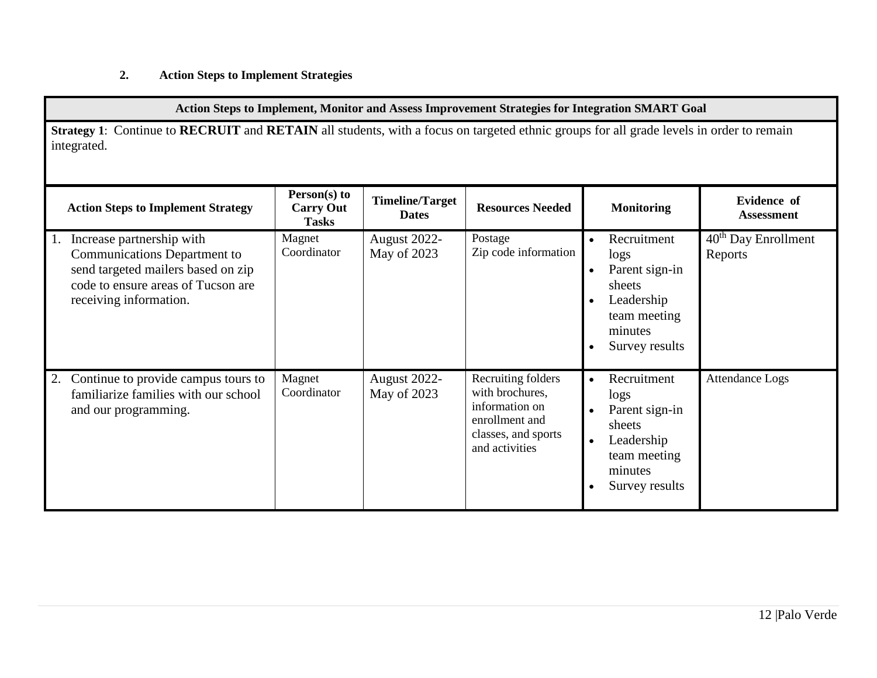## 2. Action Steps to Implement Strategies

**Action Steps to Implement, Monitor and Assess Improvement Strategies for Integration SMART Goal**

**Strategy 1**: Continue to **RECRUIT** and **RETAIN** all students, with a focus on targeted ethnic groups for all grade levels in order to remain integrated.

| Action Steps to Implement Strategy | Person(s) to Carry Out Tasks | Timeline/Target Dates | Resources Needed | Monitoring | Evidence of Assessment |
|---|---|---|---|---|---|
| 1. Increase partnership with Communications Department to send targeted mailers based on zip code to ensure areas of Tucson are receiving information. | Magnet Coordinator | August 2022- May of 2023 | Postage<br>Zip code information | • Recruitment logs<br>• Parent sign-in sheets<br>• Leadership team meeting minutes<br>• Survey results | 40th Day Enrollment Reports |
| 2. Continue to provide campus tours to familiarize families with our school and our programming. | Magnet Coordinator | August 2022- May of 2023 | Recruiting folders with brochures, information on enrollment and classes, and sports and activities | • Recruitment logs<br>• Parent sign-in sheets<br>• Leadership team meeting minutes<br>• Survey results | Attendance Logs |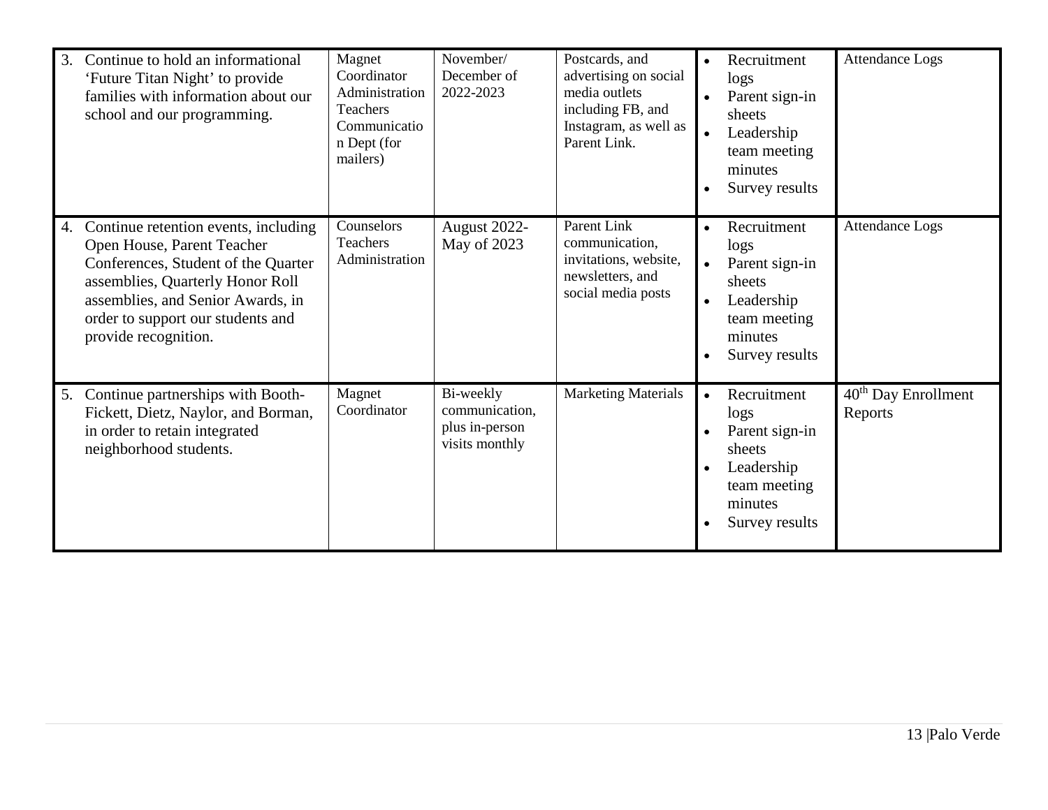| | | | | | |
|---|---|---|---|---|---|
| 3. Continue to hold an informational 'Future Titan Night' to provide families with information about our school and our programming. | Magnet Coordinator Administration Teachers Communication Dept (for mailers) | November/ December of 2022-2023 | Postcards, and advertising on social media outlets including FB, and Instagram, as well as Parent Link. | • Recruitment logs • Parent sign-in sheets • Leadership team meeting minutes • Survey results | Attendance Logs |
| 4. Continue retention events, including Open House, Parent Teacher Conferences, Student of the Quarter assemblies, Quarterly Honor Roll assemblies, and Senior Awards, in order to support our students and provide recognition. | Counselors Teachers Administration | August 2022- May of 2023 | Parent Link communication, invitations, website, newsletters, and social media posts | • Recruitment logs • Parent sign-in sheets • Leadership team meeting minutes • Survey results | Attendance Logs |
| 5. Continue partnerships with Booth-Fickett, Dietz, Naylor, and Borman, in order to retain integrated neighborhood students. | Magnet Coordinator | Bi-weekly communication, plus in-person visits monthly | Marketing Materials | • Recruitment logs • Parent sign-in sheets • Leadership team meeting minutes • Survey results | 40th Day Enrollment Reports |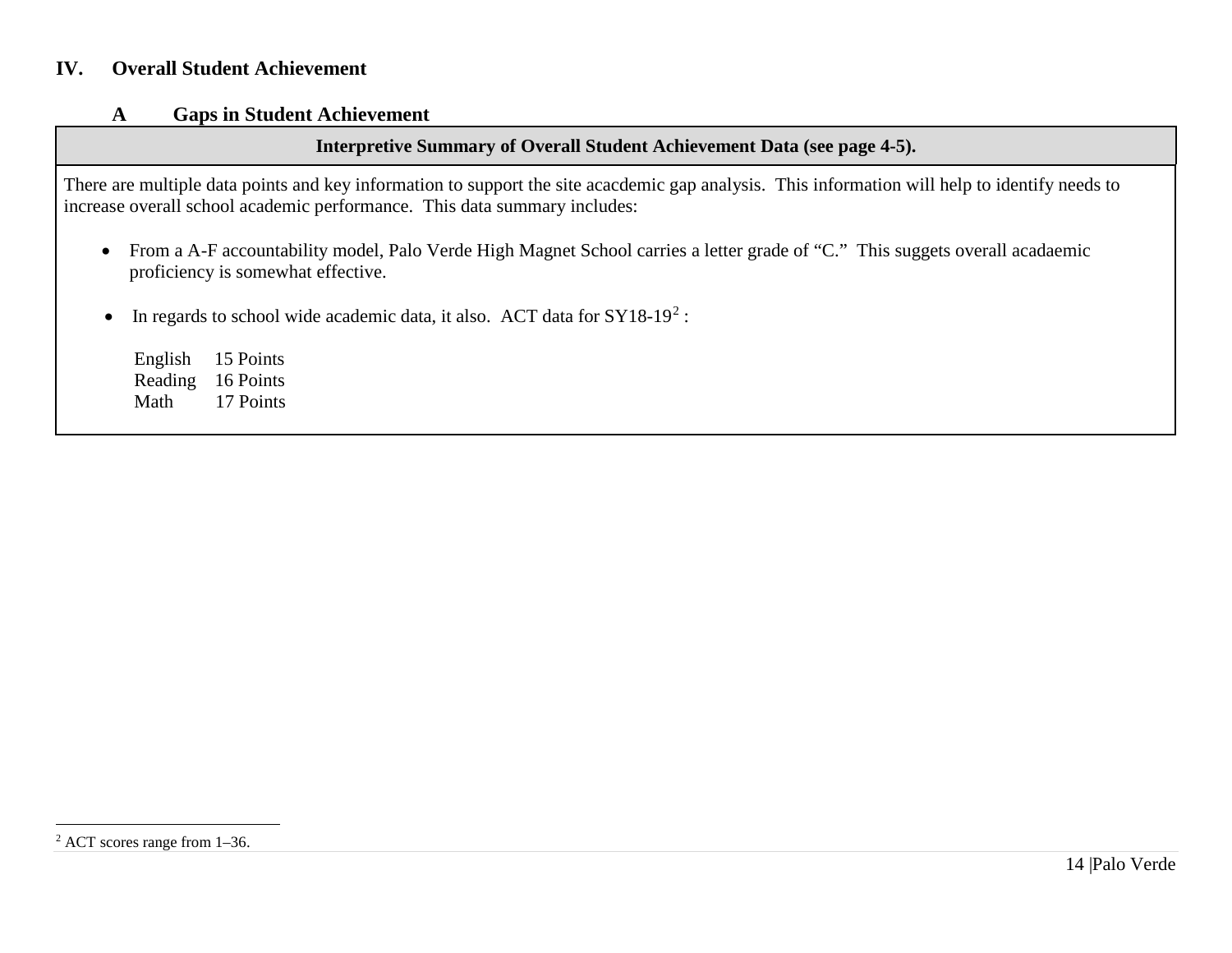# IV. Overall Student Achievement

## A Gaps in Student Achievement

**Interpretive Summary of Overall Student Achievement Data (see page 4-5).**

There are multiple data points and key information to support the site acacdemic gap analysis. This information will help to identify needs to increase overall school academic performance. This data summary includes:

- From a A-F accountability model, Palo Verde High Magnet School carries a letter grade of "C." This suggets overall acadaemic proficiency is somewhat effective.

- In regards to school wide academic data, it also. ACT data for SY18-19[2] :

  English 15 Points
  Reading 16 Points
  Math 17 Points

[2] ACT scores range from 1–36.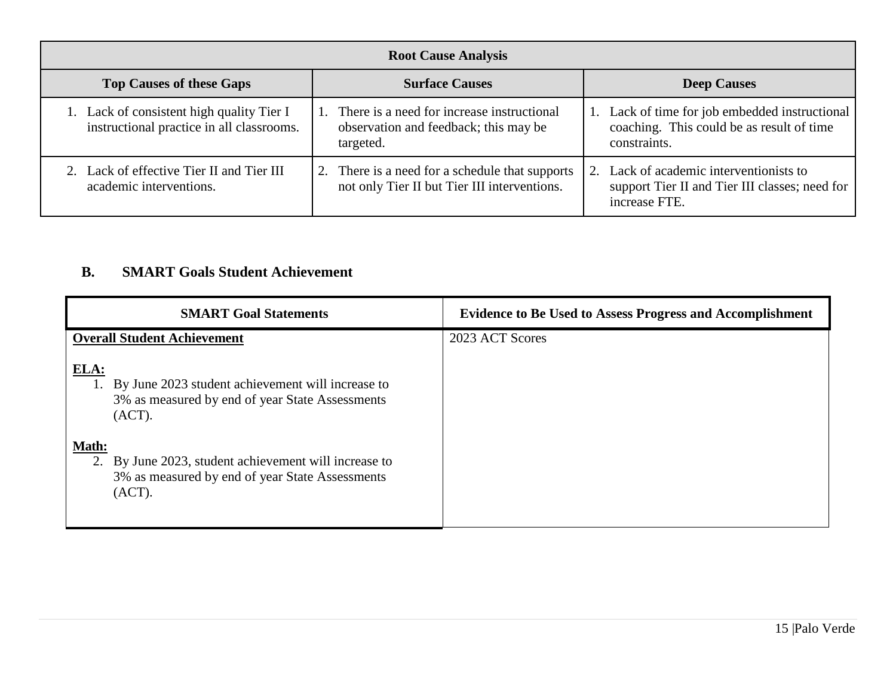| Root Cause Analysis | | |
|---|---|---|
| **Top Causes of these Gaps** | **Surface Causes** | **Deep Causes** |
| 1. Lack of consistent high quality Tier I instructional practice in all classrooms. | 1. There is a need for increase instructional observation and feedback; this may be targeted. | 1. Lack of time for job embedded instructional coaching. This could be as result of time constraints. |
| 2. Lack of effective Tier II and Tier III academic interventions. | 2. There is a need for a schedule that supports not only Tier II but Tier III interventions. | 2. Lack of academic interventionists to support Tier II and Tier III classes; need for increase FTE. |

## B. SMART Goals Student Achievement

| SMART Goal Statements | Evidence to Be Used to Assess Progress and Accomplishment |
|---|---|
| **Overall Student Achievement**<br><br>**ELA:**<br>1. By June 2023 student achievement will increase to 3% as measured by end of year State Assessments (ACT).<br><br>**Math:**<br>2. By June 2023, student achievement will increase to 3% as measured by end of year State Assessments (ACT). | 2023 ACT Scores |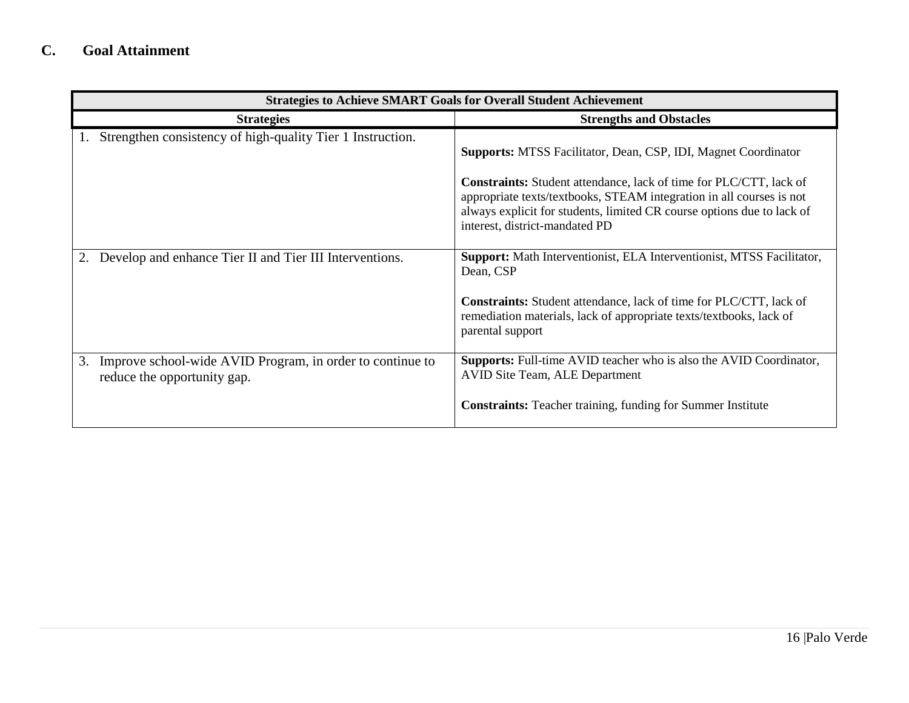## C. Goal Attainment

| Strategies to Achieve SMART Goals for Overall Student Achievement | |
|---|---|
| **Strategies** | **Strengths and Obstacles** |
| 1. Strengthen consistency of high-quality Tier 1 Instruction. | **Supports:** MTSS Facilitator, Dean, CSP, IDI, Magnet Coordinator<br><br>**Constraints:** Student attendance, lack of time for PLC/CTT, lack of appropriate texts/textbooks, STEAM integration in all courses is not always explicit for students, limited CR course options due to lack of interest, district-mandated PD |
| 2. Develop and enhance Tier II and Tier III Interventions. | **Support:** Math Interventionist, ELA Interventionist, MTSS Facilitator, Dean, CSP<br><br>**Constraints:** Student attendance, lack of time for PLC/CTT, lack of remediation materials, lack of appropriate texts/textbooks, lack of parental support |
| 3. Improve school-wide AVID Program, in order to continue to reduce the opportunity gap. | **Supports:** Full-time AVID teacher who is also the AVID Coordinator, AVID Site Team, ALE Department<br><br>**Constraints:** Teacher training, funding for Summer Institute |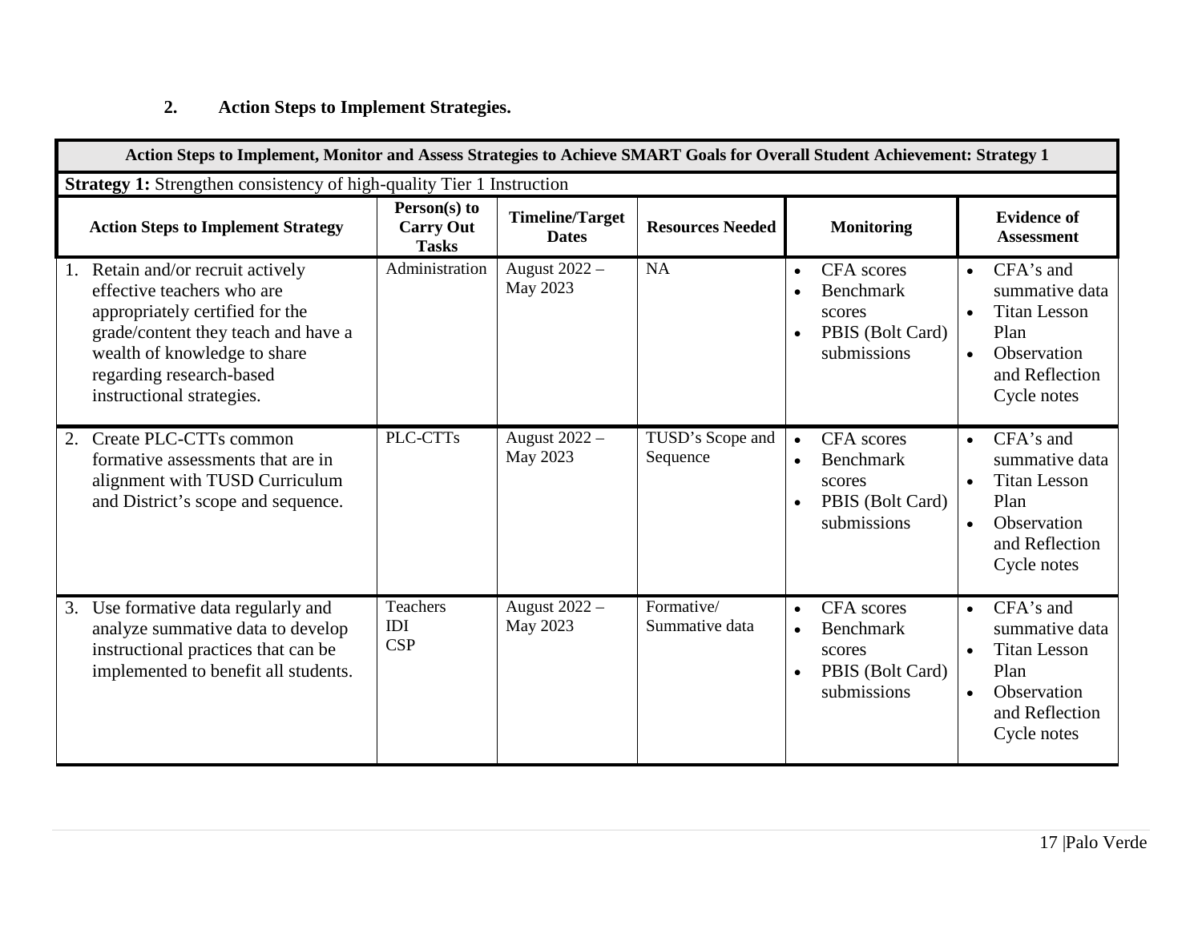## 2. Action Steps to Implement Strategies.

| Action Steps to Implement, Monitor and Assess Strategies to Achieve SMART Goals for Overall Student Achievement: Strategy 1 | | | | | |
|---|---|---|---|---|---|
| **Strategy 1:** Strengthen consistency of high-quality Tier 1 Instruction | | | | | |
| **Action Steps to Implement Strategy** | **Person(s) to Carry Out Tasks** | **Timeline/Target Dates** | **Resources Needed** | **Monitoring** | **Evidence of Assessment** |
| 1. Retain and/or recruit actively effective teachers who are appropriately certified for the grade/content they teach and have a wealth of knowledge to share regarding research-based instructional strategies. | Administration | August 2022 – May 2023 | NA | • CFA scores<br>• Benchmark scores<br>• PBIS (Bolt Card) submissions | • CFA's and summative data<br>• Titan Lesson Plan<br>• Observation and Reflection Cycle notes |
| 2. Create PLC-CTTs common formative assessments that are in alignment with TUSD Curriculum and District's scope and sequence. | PLC-CTTs | August 2022 – May 2023 | TUSD's Scope and Sequence | • CFA scores<br>• Benchmark scores<br>• PBIS (Bolt Card) submissions | • CFA's and summative data<br>• Titan Lesson Plan<br>• Observation and Reflection Cycle notes |
| 3. Use formative data regularly and analyze summative data to develop instructional practices that can be implemented to benefit all students. | Teachers<br>IDI<br>CSP | August 2022 – May 2023 | Formative/ Summative data | • CFA scores<br>• Benchmark scores<br>• PBIS (Bolt Card) submissions | • CFA's and summative data<br>• Titan Lesson Plan<br>• Observation and Reflection Cycle notes |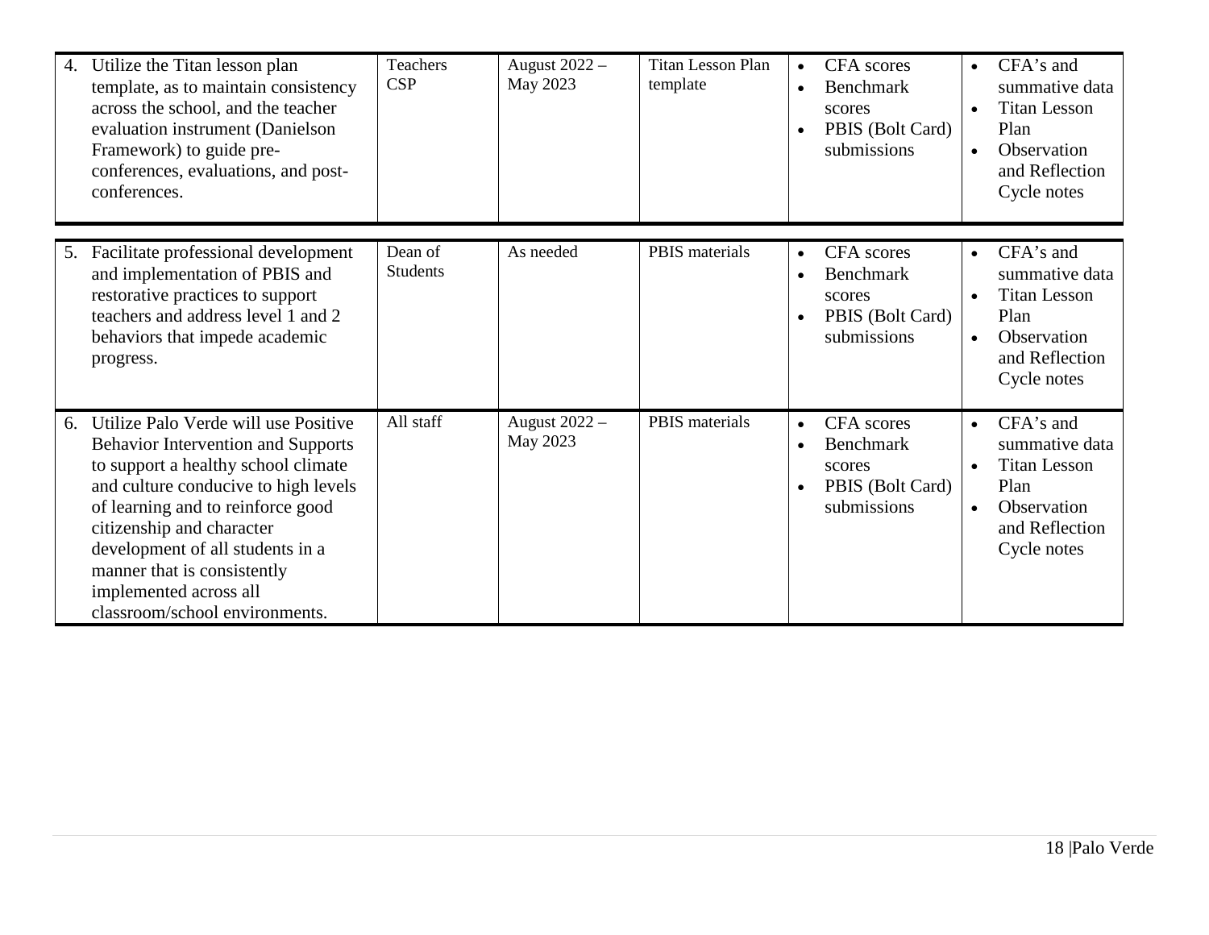| | | | | | |
|---|---|---|---|---|---|
| 4. Utilize the Titan lesson plan template, as to maintain consistency across the school, and the teacher evaluation instrument (Danielson Framework) to guide pre-conferences, evaluations, and post-conferences. | Teachers CSP | August 2022 – May 2023 | Titan Lesson Plan template | • CFA scores<br>• Benchmark scores<br>• PBIS (Bolt Card) submissions | • CFA's and summative data<br>• Titan Lesson Plan<br>• Observation and Reflection Cycle notes |
| 5. Facilitate professional development and implementation of PBIS and restorative practices to support teachers and address level 1 and 2 behaviors that impede academic progress. | Dean of Students | As needed | PBIS materials | • CFA scores<br>• Benchmark scores<br>• PBIS (Bolt Card) submissions | • CFA's and summative data<br>• Titan Lesson Plan<br>• Observation and Reflection Cycle notes |
| 6. Utilize Palo Verde will use Positive Behavior Intervention and Supports to support a healthy school climate and culture conducive to high levels of learning and to reinforce good citizenship and character development of all students in a manner that is consistently implemented across all classroom/school environments. | All staff | August 2022 – May 2023 | PBIS materials | • CFA scores<br>• Benchmark scores<br>• PBIS (Bolt Card) submissions | • CFA's and summative data<br>• Titan Lesson Plan<br>• Observation and Reflection Cycle notes |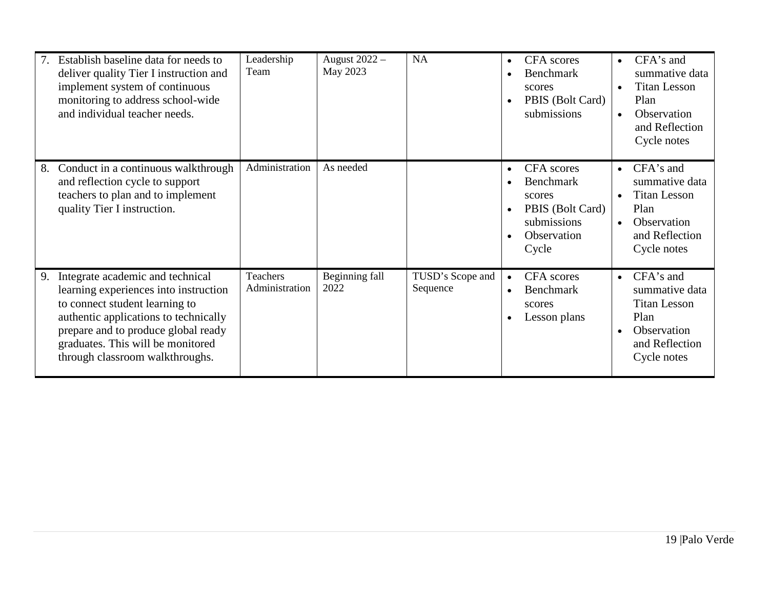| | | | | | |
|---|---|---|---|---|---|
| 7. Establish baseline data for needs to deliver quality Tier I instruction and implement system of continuous monitoring to address school-wide and individual teacher needs. | Leadership Team | August 2022 – May 2023 | NA | • CFA scores<br>• Benchmark scores<br>• PBIS (Bolt Card) submissions | • CFA's and summative data<br>• Titan Lesson Plan<br>• Observation and Reflection Cycle notes |
| 8. Conduct in a continuous walkthrough and reflection cycle to support teachers to plan and to implement quality Tier I instruction. | Administration | As needed | | • CFA scores<br>• Benchmark scores<br>• PBIS (Bolt Card) submissions<br>• Observation Cycle | • CFA's and summative data<br>• Titan Lesson Plan<br>• Observation and Reflection Cycle notes |
| 9. Integrate academic and technical learning experiences into instruction to connect student learning to authentic applications to technically prepare and to produce global ready graduates. This will be monitored through classroom walkthroughs. | Teachers Administration | Beginning fall 2022 | TUSD's Scope and Sequence | • CFA scores<br>• Benchmark scores<br>• Lesson plans | • CFA's and summative data Titan Lesson Plan<br>• Observation and Reflection Cycle notes |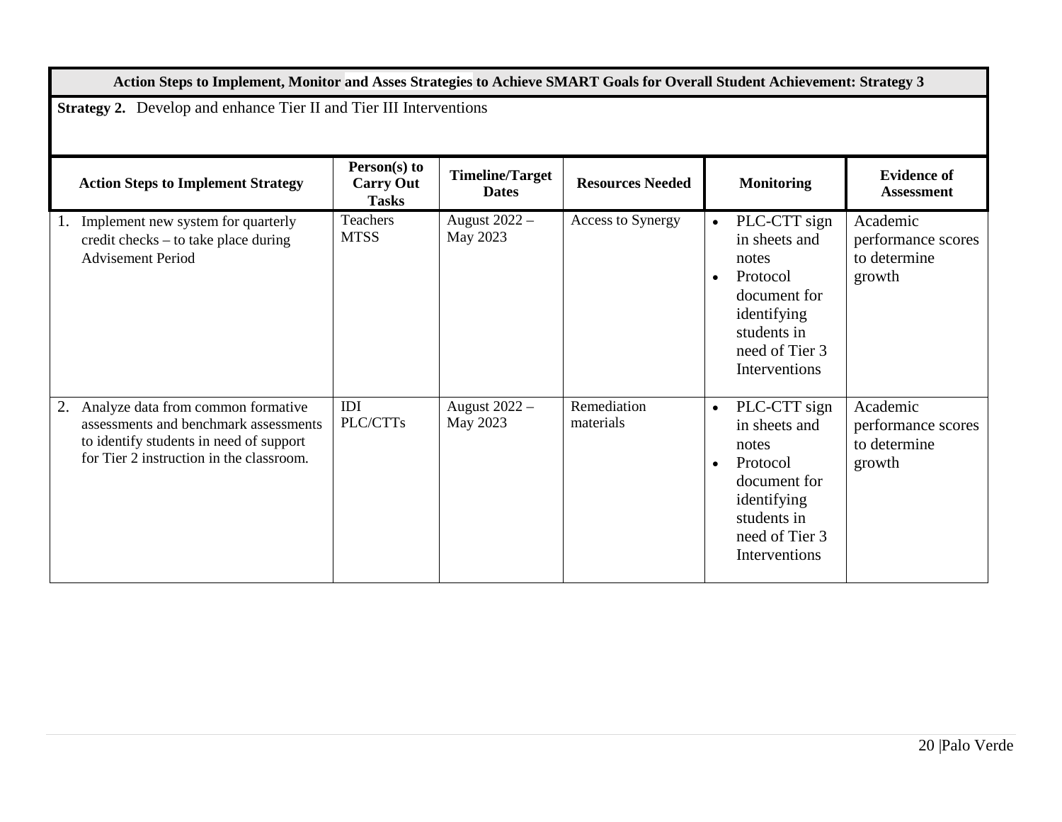| Action Steps to Implement, Monitor and Asses Strategies to Achieve SMART Goals for Overall Student Achievement: Strategy 3 | | | | | |
|---|---|---|---|---|---|
| **Strategy 2.** Develop and enhance Tier II and Tier III Interventions | | | | | |
| **Action Steps to Implement Strategy** | **Person(s) to Carry Out Tasks** | **Timeline/Target Dates** | **Resources Needed** | **Monitoring** | **Evidence of Assessment** |
| 1. Implement new system for quarterly credit checks – to take place during Advisement Period | Teachers<br>MTSS | August 2022 – May 2023 | Access to Synergy | • PLC-CTT sign in sheets and notes<br>• Protocol document for identifying students in need of Tier 3 Interventions | Academic performance scores to determine growth |
| 2. Analyze data from common formative assessments and benchmark assessments to identify students in need of support for Tier 2 instruction in the classroom. | IDI<br>PLC/CTTs | August 2022 – May 2023 | Remediation materials | • PLC-CTT sign in sheets and notes<br>• Protocol document for identifying students in need of Tier 3 Interventions | Academic performance scores to determine growth |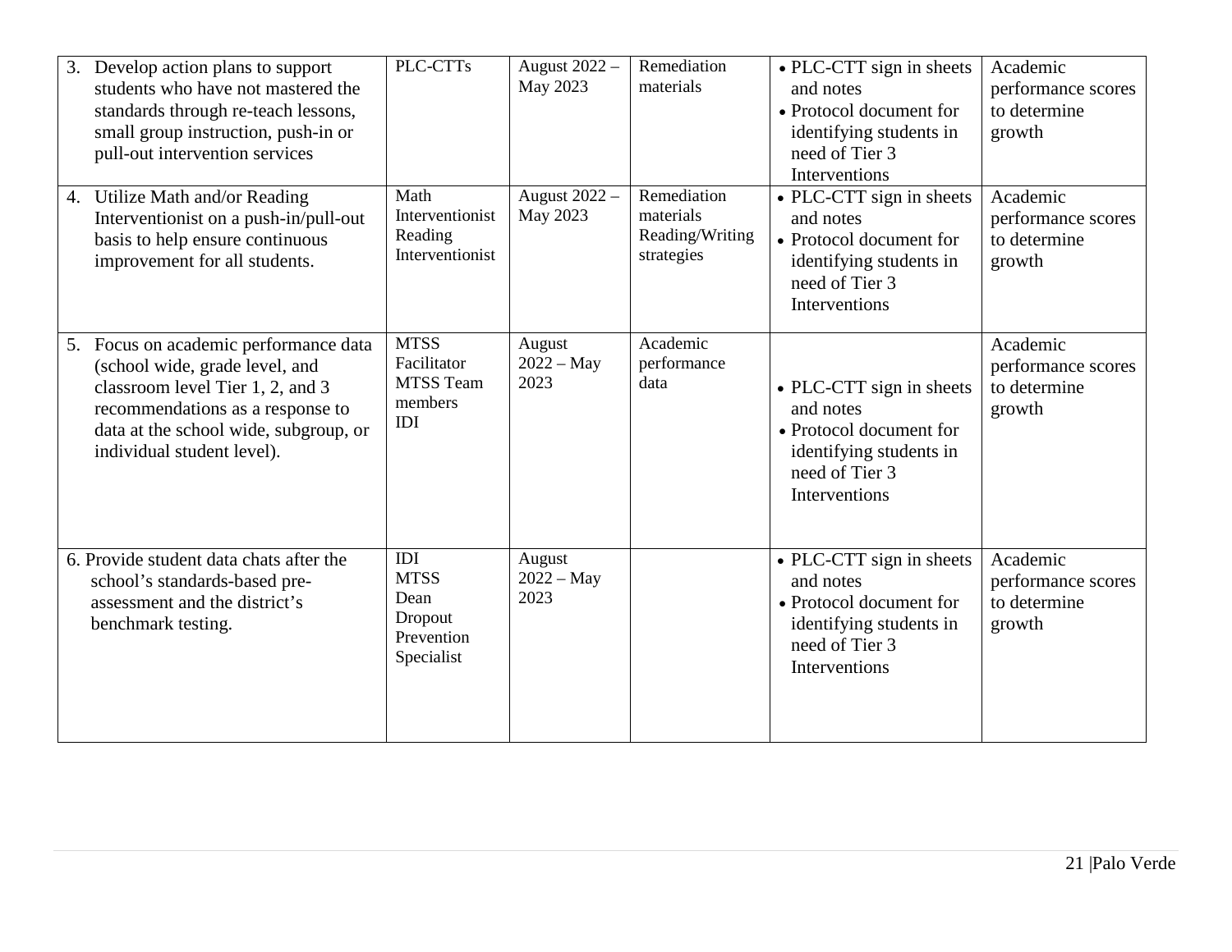| | | | | | |
|---|---|---|---|---|---|
| 3. Develop action plans to support students who have not mastered the standards through re-teach lessons, small group instruction, push-in or pull-out intervention services | PLC-CTTs | August 2022 – May 2023 | Remediation materials | • PLC-CTT sign in sheets and notes<br>• Protocol document for identifying students in need of Tier 3 Interventions | Academic performance scores to determine growth |
| 4. Utilize Math and/or Reading Interventionist on a push-in/pull-out basis to help ensure continuous improvement for all students. | Math Interventionist<br>Reading Interventionist | August 2022 – May 2023 | Remediation materials<br>Reading/Writing strategies | • PLC-CTT sign in sheets and notes<br>• Protocol document for identifying students in need of Tier 3 Interventions | Academic performance scores to determine growth |
| 5. Focus on academic performance data (school wide, grade level, and classroom level Tier 1, 2, and 3 recommendations as a response to data at the school wide, subgroup, or individual student level). | MTSS Facilitator<br>MTSS Team members<br>IDI | August 2022 – May 2023 | Academic performance data | • PLC-CTT sign in sheets and notes<br>• Protocol document for identifying students in need of Tier 3 Interventions | Academic performance scores to determine growth |
| 6. Provide student data chats after the school's standards-based pre-assessment and the district's benchmark testing. | IDI<br>MTSS<br>Dean<br>Dropout Prevention Specialist | August 2022 – May 2023 | | • PLC-CTT sign in sheets and notes<br>• Protocol document for identifying students in need of Tier 3 Interventions | Academic performance scores to determine growth |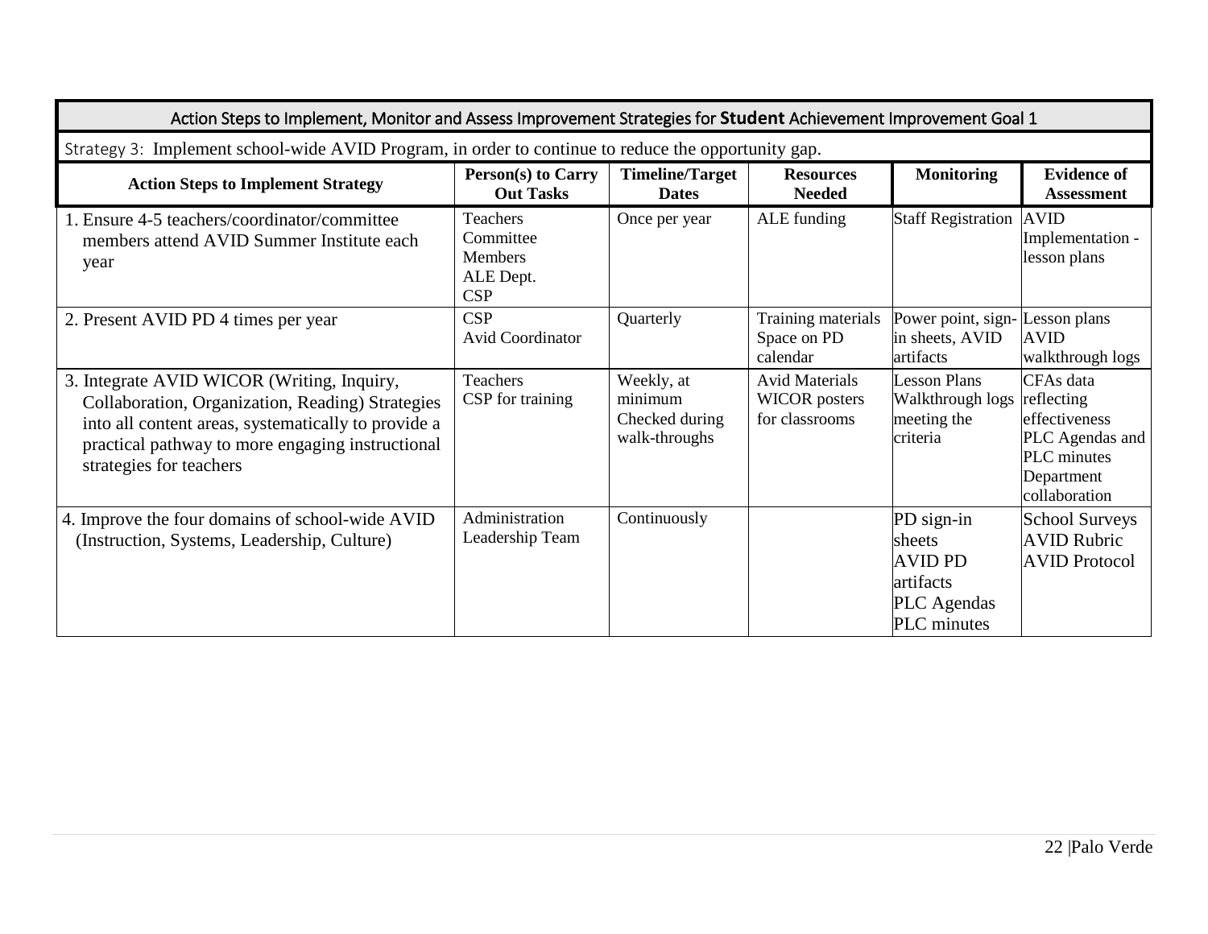Action Steps to Implement, Monitor and Assess Improvement Strategies for **Student** Achievement Improvement Goal 1

Strategy 3: Implement school-wide AVID Program, in order to continue to reduce the opportunity gap.

| Action Steps to Implement Strategy | Person(s) to Carry Out Tasks | Timeline/Target Dates | Resources Needed | Monitoring | Evidence of Assessment |
|---|---|---|---|---|---|
| 1. Ensure 4-5 teachers/coordinator/committee members attend AVID Summer Institute each year | Teachers<br>Committee Members<br>ALE Dept.<br>CSP | Once per year | ALE funding | Staff Registration | AVID Implementation - lesson plans |
| 2. Present AVID PD 4 times per year | CSP<br>Avid Coordinator | Quarterly | Training materials<br>Space on PD calendar | Power point, sign-in sheets, AVID artifacts | Lesson plans<br>AVID walkthrough logs |
| 3. Integrate AVID WICOR (Writing, Inquiry, Collaboration, Organization, Reading) Strategies into all content areas, systematically to provide a practical pathway to more engaging instructional strategies for teachers | Teachers<br>CSP for training | Weekly, at minimum<br>Checked during walk-throughs | Avid Materials<br>WICOR posters for classrooms | Lesson Plans<br>Walkthrough logs meeting the criteria | CFAs data reflecting effectiveness<br>PLC Agendas and PLC minutes<br>Department collaboration |
| 4. Improve the four domains of school-wide AVID (Instruction, Systems, Leadership, Culture) | Administration<br>Leadership Team | Continuously | | PD sign-in sheets<br>AVID PD artifacts<br>PLC Agendas<br>PLC minutes | School Surveys<br>AVID Rubric<br>AVID Protocol |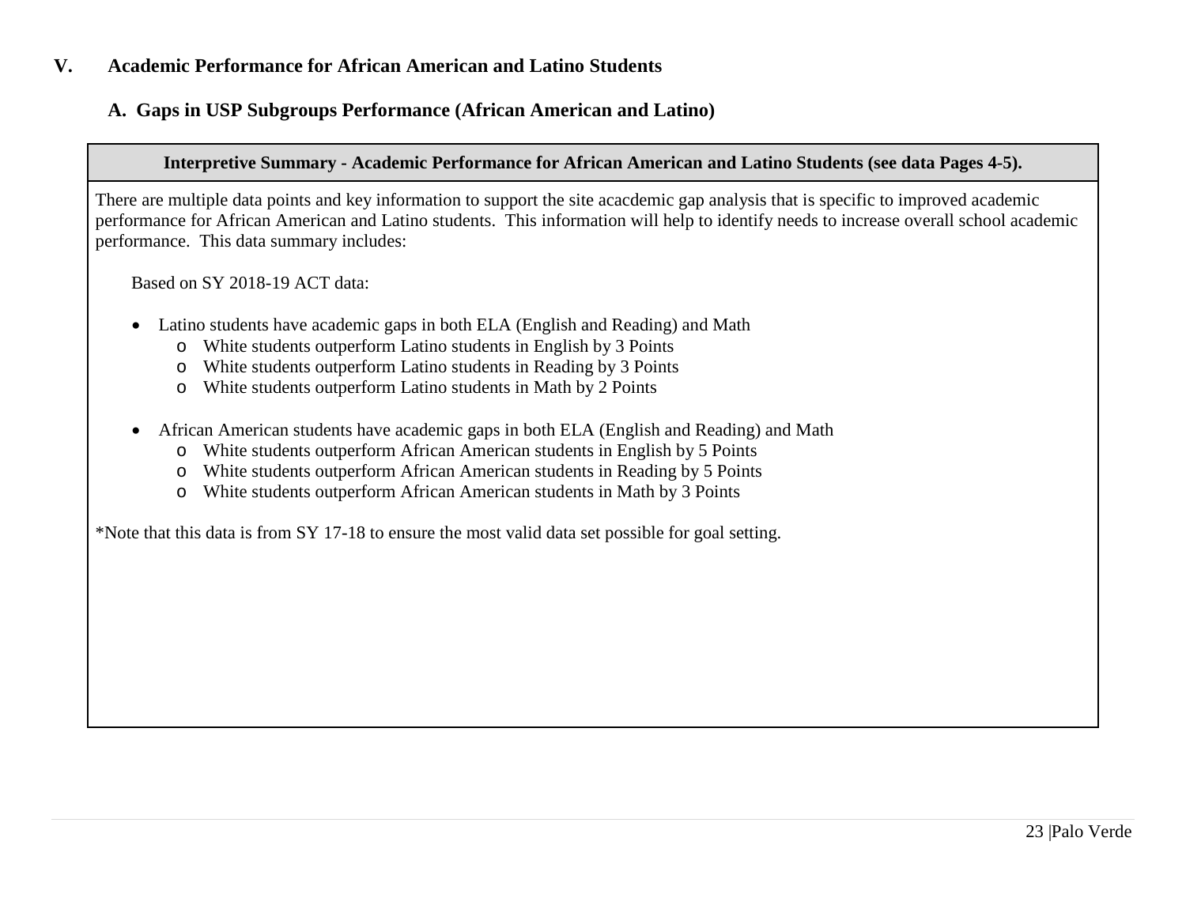## V. Academic Performance for African American and Latino Students

### A. Gaps in USP Subgroups Performance (African American and Latino)

**Interpretive Summary - Academic Performance for African American and Latino Students (see data Pages 4-5).**

There are multiple data points and key information to support the site acacdemic gap analysis that is specific to improved academic performance for African American and Latino students. This information will help to identify needs to increase overall school academic performance. This data summary includes:

Based on SY 2018-19 ACT data:

- Latino students have academic gaps in both ELA (English and Reading) and Math
  - White students outperform Latino students in English by 3 Points
  - White students outperform Latino students in Reading by 3 Points
  - White students outperform Latino students in Math by 2 Points

- African American students have academic gaps in both ELA (English and Reading) and Math
  - White students outperform African American students in English by 5 Points
  - White students outperform African American students in Reading by 5 Points
  - White students outperform African American students in Math by 3 Points

*Note that this data is from SY 17-18 to ensure the most valid data set possible for goal setting.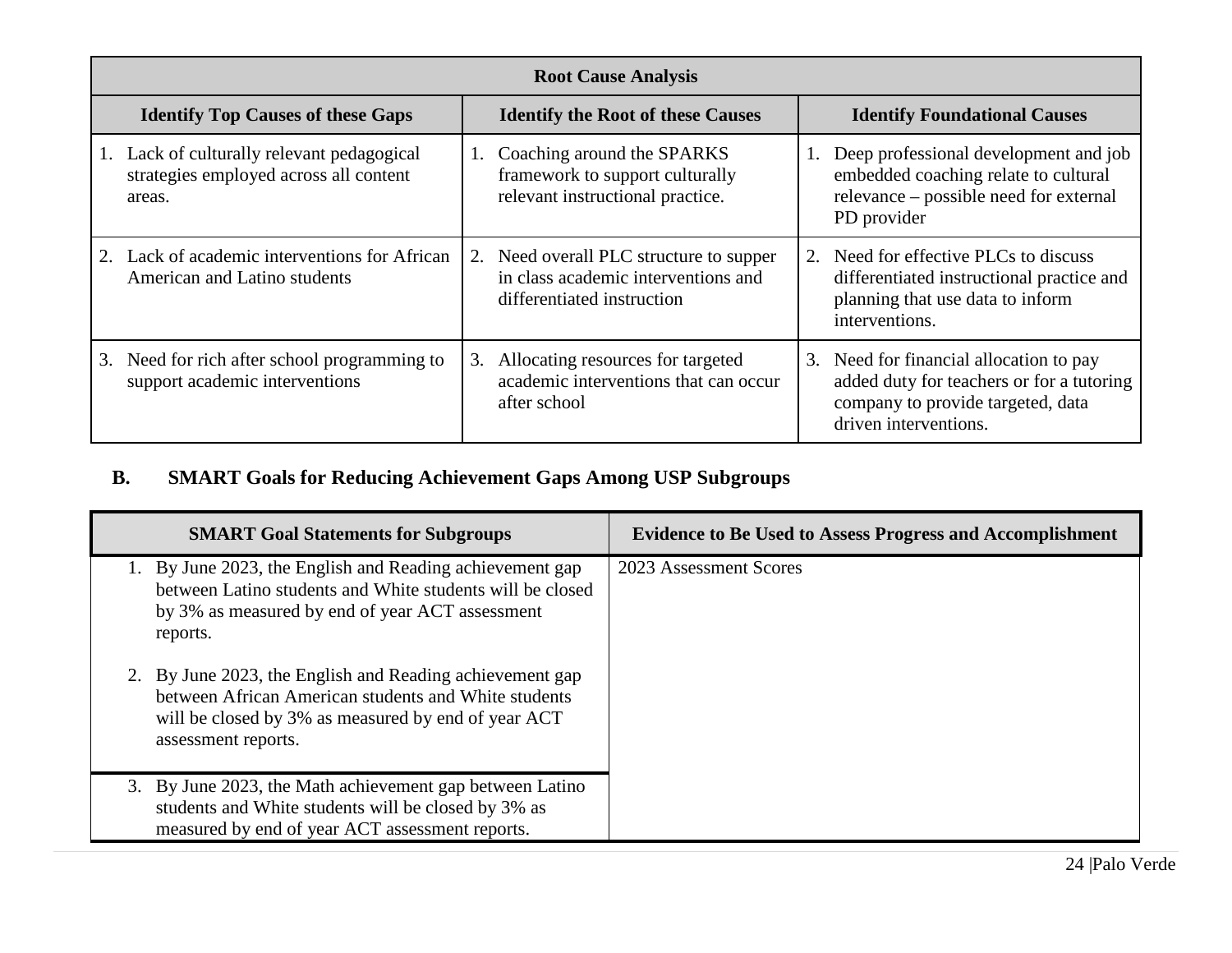| Root Cause Analysis | | |
|---|---|---|
| **Identify Top Causes of these Gaps** | **Identify the Root of these Causes** | **Identify Foundational Causes** |
| 1. Lack of culturally relevant pedagogical strategies employed across all content areas. | 1. Coaching around the SPARKS framework to support culturally relevant instructional practice. | 1. Deep professional development and job embedded coaching relate to cultural relevance – possible need for external PD provider |
| 2. Lack of academic interventions for African American and Latino students | 2. Need overall PLC structure to supper in class academic interventions and differentiated instruction | 2. Need for effective PLCs to discuss differentiated instructional practice and planning that use data to inform interventions. |
| 3. Need for rich after school programming to support academic interventions | 3. Allocating resources for targeted academic interventions that can occur after school | 3. Need for financial allocation to pay added duty for teachers or for a tutoring company to provide targeted, data driven interventions. |

## B. SMART Goals for Reducing Achievement Gaps Among USP Subgroups

| SMART Goal Statements for Subgroups | Evidence to Be Used to Assess Progress and Accomplishment |
|---|---|
| 1. By June 2023, the English and Reading achievement gap between Latino students and White students will be closed by 3% as measured by end of year ACT assessment reports.<br><br>2. By June 2023, the English and Reading achievement gap between African American students and White students will be closed by 3% as measured by end of year ACT assessment reports. | 2023 Assessment Scores |
| 3. By June 2023, the Math achievement gap between Latino students and White students will be closed by 3% as measured by end of year ACT assessment reports. | |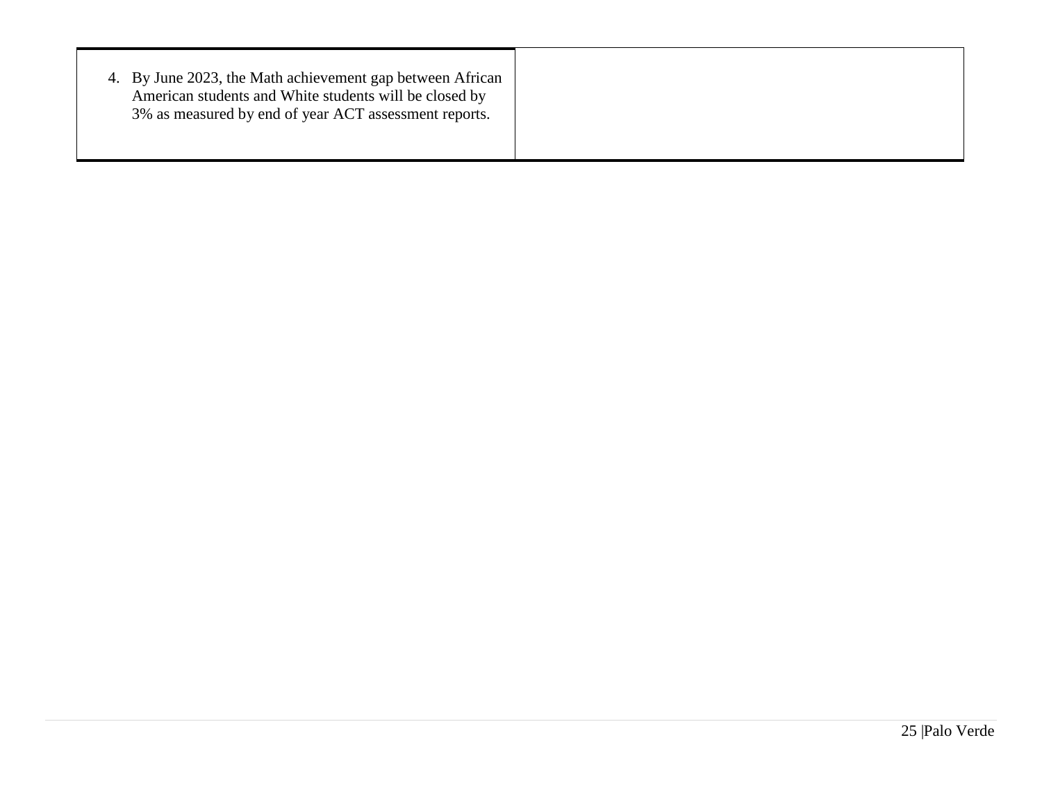| | |
|---|---|
| 4. By June 2023, the Math achievement gap between African American students and White students will be closed by 3% as measured by end of year ACT assessment reports. | |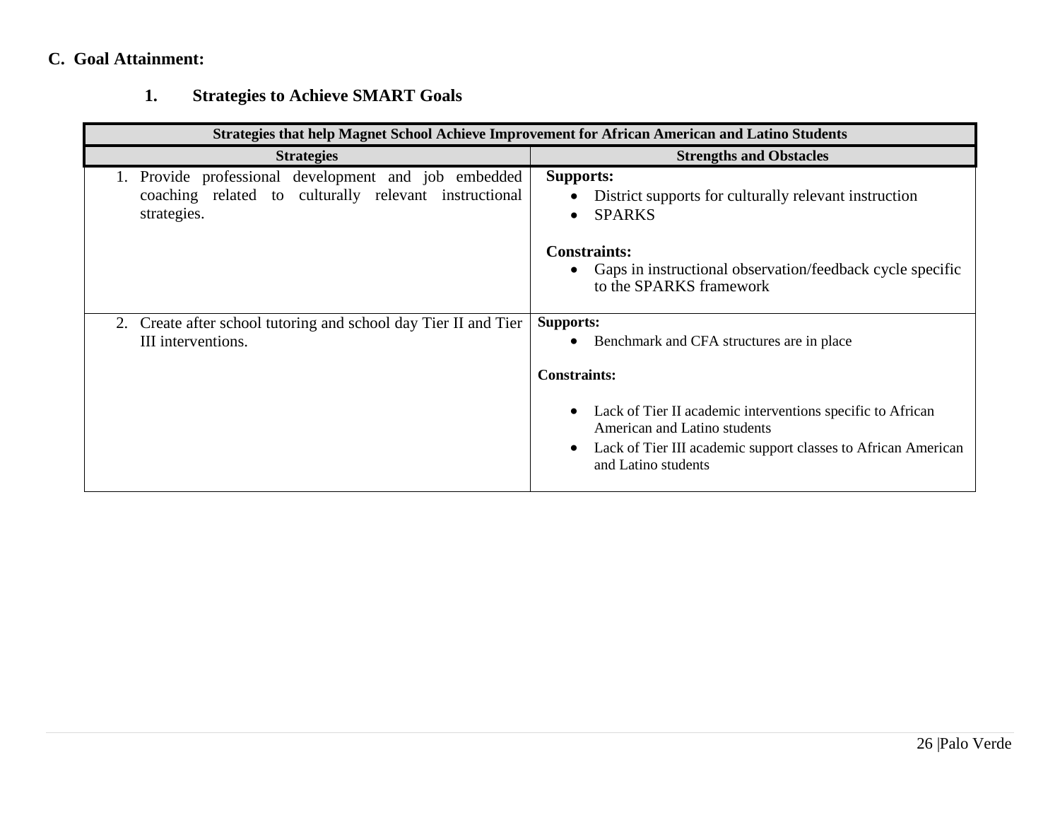## C. Goal Attainment:

### 1. Strategies to Achieve SMART Goals

| Strategies that help Magnet School Achieve Improvement for African American and Latino Students | |
|---|---|
| **Strategies** | **Strengths and Obstacles** |
| 1. Provide professional development and job embedded coaching related to culturally relevant instructional strategies. | **Supports:**<br>• District supports for culturally relevant instruction<br>• SPARKS<br><br>**Constraints:**<br>• Gaps in instructional observation/feedback cycle specific to the SPARKS framework |
| 2. Create after school tutoring and school day Tier II and Tier III interventions. | **Supports:**<br>• Benchmark and CFA structures are in place<br><br>**Constraints:**<br>• Lack of Tier II academic interventions specific to African American and Latino students<br>• Lack of Tier III academic support classes to African American and Latino students |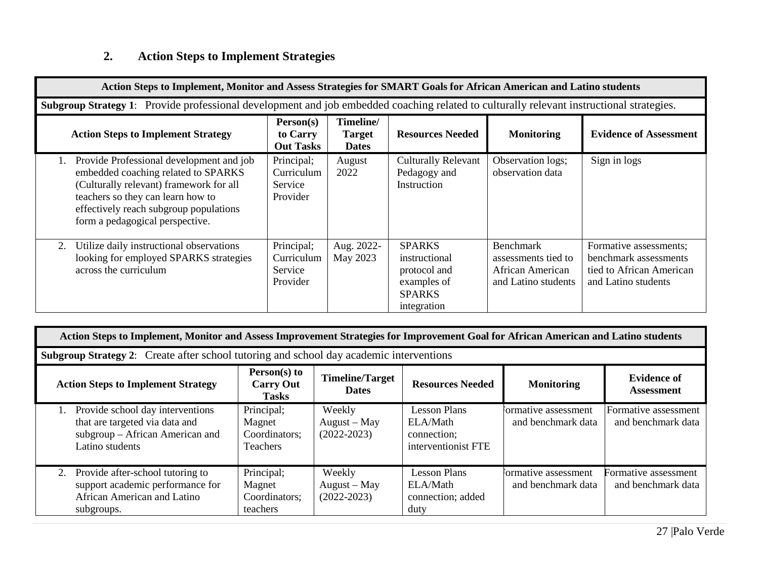## 2. Action Steps to Implement Strategies

| Action Steps to Implement, Monitor and Assess Strategies for SMART Goals for African American and Latino students | | | | | |
|---|---|---|---|---|---|
| **Subgroup Strategy 1**: Provide professional development and job embedded coaching related to culturally relevant instructional strategies. | | | | | |
| **Action Steps to Implement Strategy** | **Person(s) to Carry Out Tasks** | **Timeline/ Target Dates** | **Resources Needed** | **Monitoring** | **Evidence of Assessment** |
| 1. Provide Professional development and job embedded coaching related to SPARKS (Culturally relevant) framework for all teachers so they can learn how to effectively reach subgroup populations form a pedagogical perspective. | Principal; Curriculum Service Provider | August 2022 | Culturally Relevant Pedagogy and Instruction | Observation logs; observation data | Sign in logs |
| 2. Utilize daily instructional observations looking for employed SPARKS strategies across the curriculum | Principal; Curriculum Service Provider | Aug. 2022-May 2023 | SPARKS instructional protocol and examples of SPARKS integration | Benchmark assessments tied to African American and Latino students | Formative assessments; benchmark assessments tied to African American and Latino students |

| Action Steps to Implement, Monitor and Assess Improvement Strategies for Improvement Goal for African American and Latino students | | | | | |
|---|---|---|---|---|---|
| **Subgroup Strategy 2**: Create after school tutoring and school day academic interventions | | | | | |
| **Action Steps to Implement Strategy** | **Person(s) to Carry Out Tasks** | **Timeline/Target Dates** | **Resources Needed** | **Monitoring** | **Evidence of Assessment** |
| 1. Provide school day interventions that are targeted via data and subgroup – African American and Latino students | Principal; Magnet Coordinators; Teachers | Weekly August – May (2022-2023) | Lesson Plans ELA/Math connection; interventionist FTE | Formative assessment and benchmark data | Formative assessment and benchmark data |
| 2. Provide after-school tutoring to support academic performance for African American and Latino subgroups. | Principal; Magnet Coordinators; teachers | Weekly August – May (2022-2023) | Lesson Plans ELA/Math connection; added duty | Formative assessment and benchmark data | Formative assessment and benchmark data |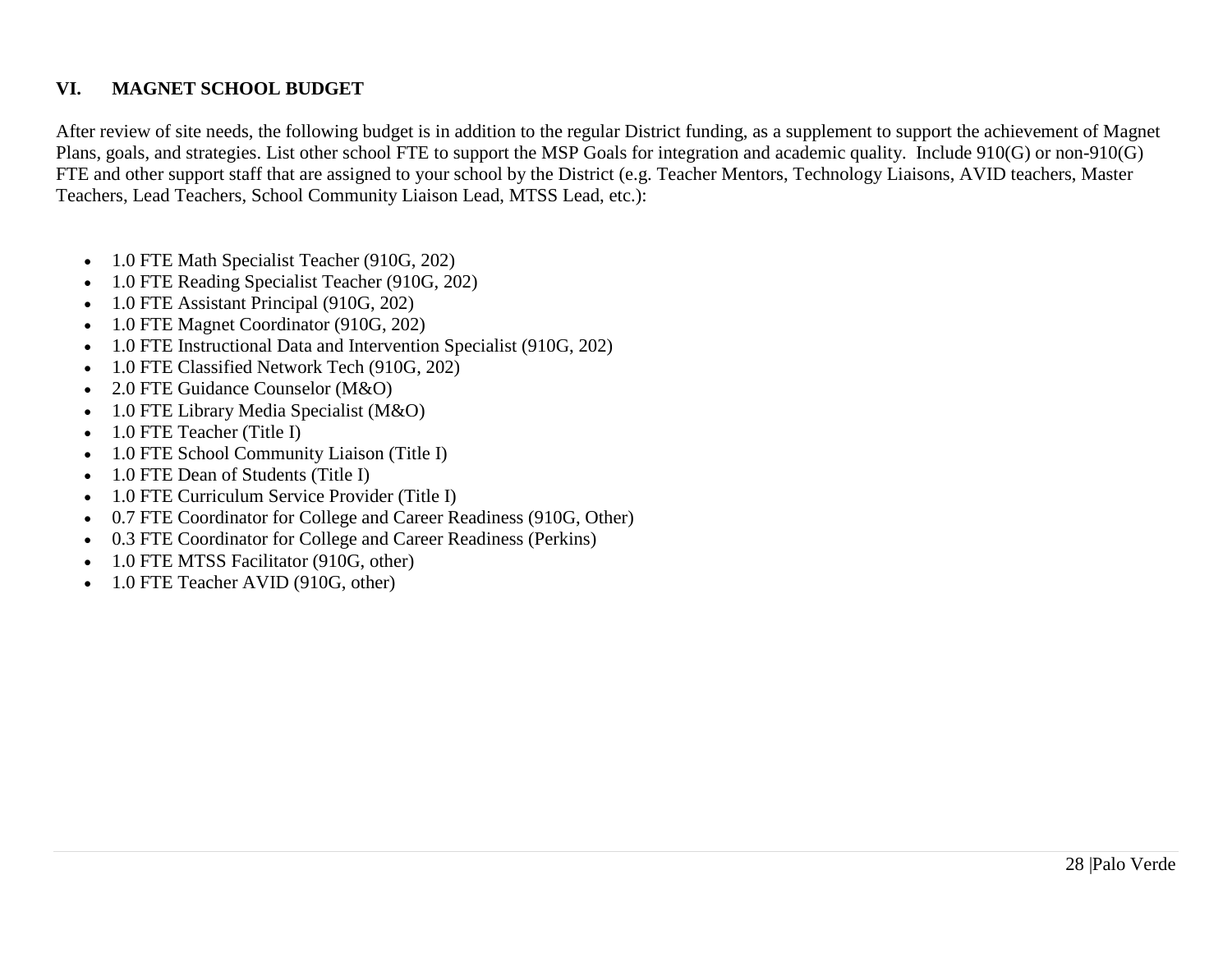## VI. MAGNET SCHOOL BUDGET

After review of site needs, the following budget is in addition to the regular District funding, as a supplement to support the achievement of Magnet Plans, goals, and strategies. List other school FTE to support the MSP Goals for integration and academic quality. Include 910(G) or non-910(G) FTE and other support staff that are assigned to your school by the District (e.g. Teacher Mentors, Technology Liaisons, AVID teachers, Master Teachers, Lead Teachers, School Community Liaison Lead, MTSS Lead, etc.):

- 1.0 FTE Math Specialist Teacher (910G, 202)
- 1.0 FTE Reading Specialist Teacher (910G, 202)
- 1.0 FTE Assistant Principal (910G, 202)
- 1.0 FTE Magnet Coordinator (910G, 202)
- 1.0 FTE Instructional Data and Intervention Specialist (910G, 202)
- 1.0 FTE Classified Network Tech (910G, 202)
- 2.0 FTE Guidance Counselor (M&O)
- 1.0 FTE Library Media Specialist (M&O)
- 1.0 FTE Teacher (Title I)
- 1.0 FTE School Community Liaison (Title I)
- 1.0 FTE Dean of Students (Title I)
- 1.0 FTE Curriculum Service Provider (Title I)
- 0.7 FTE Coordinator for College and Career Readiness (910G, Other)
- 0.3 FTE Coordinator for College and Career Readiness (Perkins)
- 1.0 FTE MTSS Facilitator (910G, other)
- 1.0 FTE Teacher AVID (910G, other)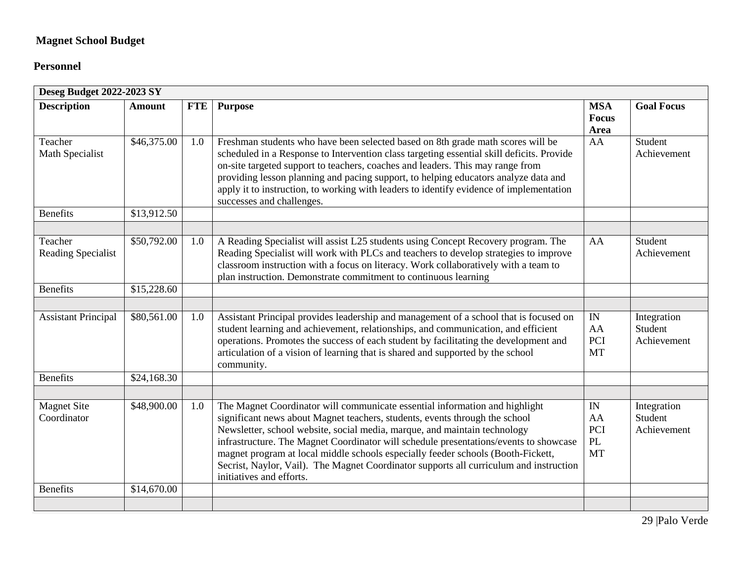## Magnet School Budget

### Personnel

| Deseg Budget 2022-2023 SY | | | | | |
|---|---|---|---|---|---|
| **Description** | **Amount** | **FTE** | **Purpose** | **MSA Focus Area** | **Goal Focus** |
| Teacher Math Specialist | $46,375.00 | 1.0 | Freshman students who have been selected based on 8th grade math scores will be scheduled in a Response to Intervention class targeting essential skill deficits. Provide on-site targeted support to teachers, coaches and leaders. This may range from providing lesson planning and pacing support, to helping educators analyze data and apply it to instruction, to working with leaders to identify evidence of implementation successes and challenges. | AA | Student Achievement |
| Benefits | $13,912.50 | | | | |
| | | | | | |
| Teacher Reading Specialist | $50,792.00 | 1.0 | A Reading Specialist will assist L25 students using Concept Recovery program. The Reading Specialist will work with PLCs and teachers to develop strategies to improve classroom instruction with a focus on literacy. Work collaboratively with a team to plan instruction. Demonstrate commitment to continuous learning | AA | Student Achievement |
| Benefits | $15,228.60 | | | | |
| | | | | | |
| Assistant Principal | $80,561.00 | 1.0 | Assistant Principal provides leadership and management of a school that is focused on student learning and achievement, relationships, and communication, and efficient operations. Promotes the success of each student by facilitating the development and articulation of a vision of learning that is shared and supported by the school community. | IN AA PCI MT | Integration Student Achievement |
| Benefits | $24,168.30 | | | | |
| | | | | | |
| Magnet Site Coordinator | $48,900.00 | 1.0 | The Magnet Coordinator will communicate essential information and highlight significant news about Magnet teachers, students, events through the school Newsletter, school website, social media, marque, and maintain technology infrastructure. The Magnet Coordinator will schedule presentations/events to showcase magnet program at local middle schools especially feeder schools (Booth-Fickett, Secrist, Naylor, Vail). The Magnet Coordinator supports all curriculum and instruction initiatives and efforts. | IN AA PCI PL MT | Integration Student Achievement |
| Benefits | $14,670.00 | | | | |
| | | | | | |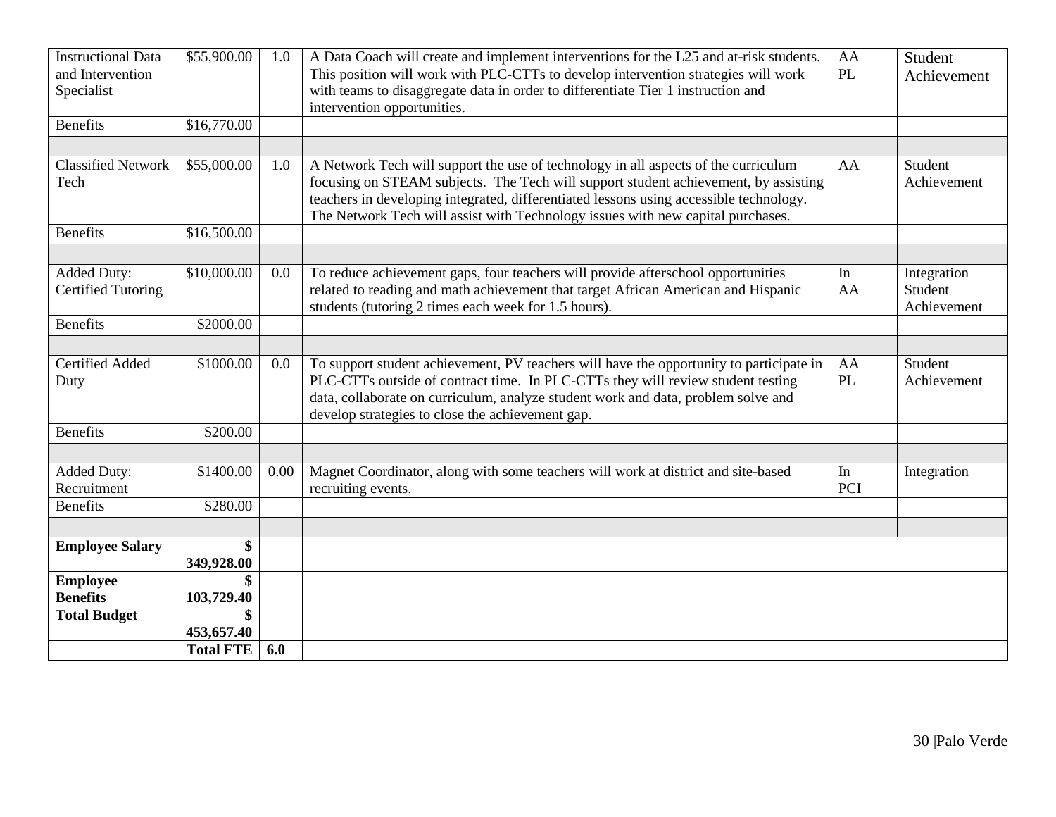| | | | | | |
|---|---|---|---|---|---|
| Instructional Data and Intervention Specialist | $55,900.00 | 1.0 | A Data Coach will create and implement interventions for the L25 and at-risk students. This position will work with PLC-CTTs to develop intervention strategies will work with teams to disaggregate data in order to differentiate Tier 1 instruction and intervention opportunities. | AA PL | Student Achievement |
| Benefits | $16,770.00 | | | | |
| | | | | | |
| Classified Network Tech | $55,000.00 | 1.0 | A Network Tech will support the use of technology in all aspects of the curriculum focusing on STEAM subjects. The Tech will support student achievement, by assisting teachers in developing integrated, differentiated lessons using accessible technology. The Network Tech will assist with Technology issues with new capital purchases. | AA | Student Achievement |
| Benefits | $16,500.00 | | | | |
| | | | | | |
| Added Duty: Certified Tutoring | $10,000.00 | 0.0 | To reduce achievement gaps, four teachers will provide afterschool opportunities related to reading and math achievement that target African American and Hispanic students (tutoring 2 times each week for 1.5 hours). | In AA | Integration Student Achievement |
| Benefits | $2000.00 | | | | |
| | | | | | |
| Certified Added Duty | $1000.00 | 0.0 | To support student achievement, PV teachers will have the opportunity to participate in PLC-CTTs outside of contract time. In PLC-CTTs they will review student testing data, collaborate on curriculum, analyze student work and data, problem solve and develop strategies to close the achievement gap. | AA PL | Student Achievement |
| Benefits | $200.00 | | | | |
| | | | | | |
| Added Duty: Recruitment | $1400.00 | 0.00 | Magnet Coordinator, along with some teachers will work at district and site-based recruiting events. | In PCI | Integration |
| Benefits | $280.00 | | | | |
| | | | | | |
| **Employee Salary** | **$ 349,928.00** | | | | |
| **Employee Benefits** | **$ 103,729.40** | | | | |
| **Total Budget** | **$ 453,657.40** | | | | |
| | **Total FTE** | **6.0** | | | |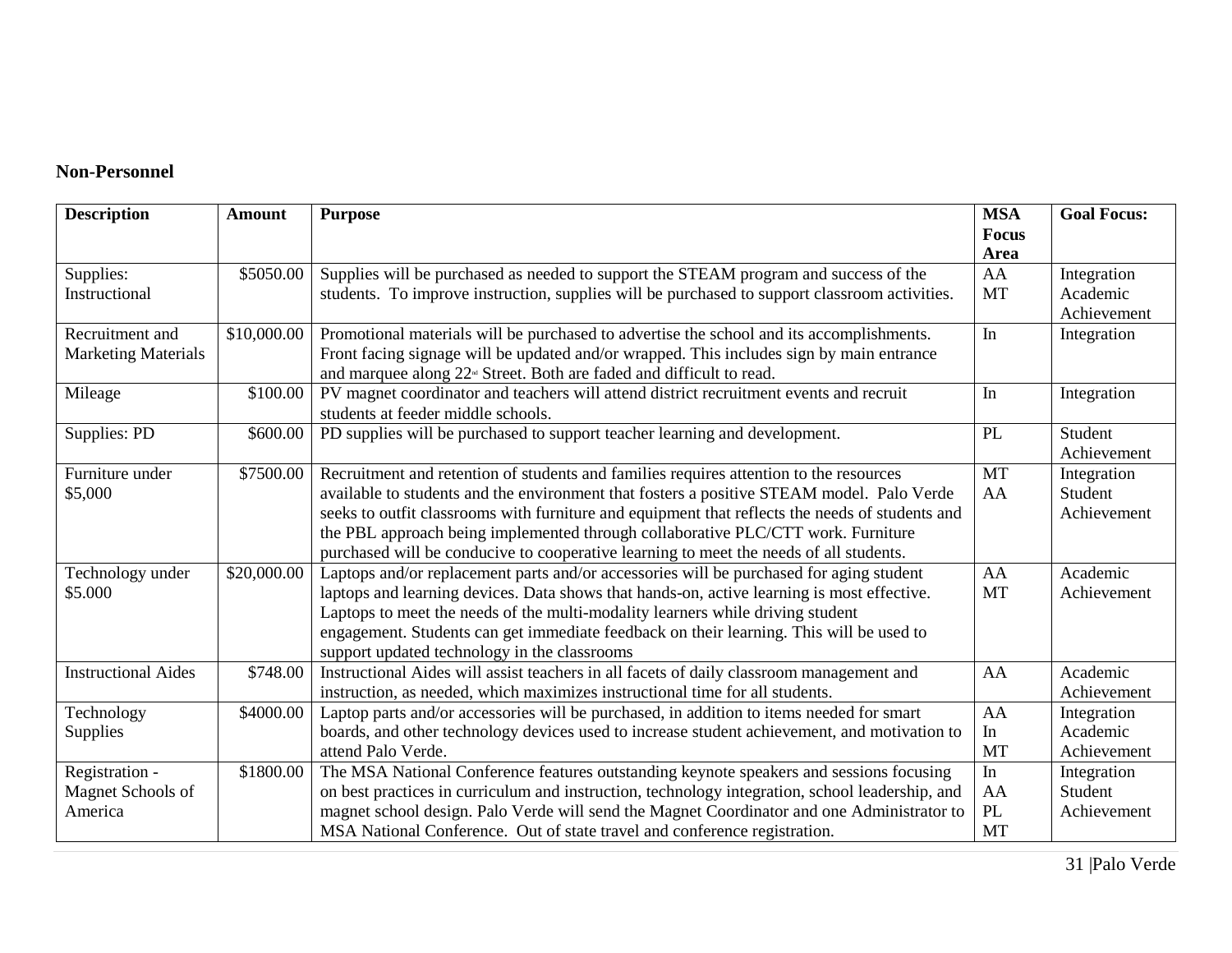**Non-Personnel**

| Description | Amount | Purpose | MSA Focus Area | Goal Focus: |
|---|---|---|---|---|
| Supplies: Instructional | $5050.00 | Supplies will be purchased as needed to support the STEAM program and success of the students. To improve instruction, supplies will be purchased to support classroom activities. | AA<br>MT | Integration<br>Academic Achievement |
| Recruitment and Marketing Materials | $10,000.00 | Promotional materials will be purchased to advertise the school and its accomplishments. Front facing signage will be updated and/or wrapped. This includes sign by main entrance and marquee along 22nd Street. Both are faded and difficult to read. | In | Integration |
| Mileage | $100.00 | PV magnet coordinator and teachers will attend district recruitment events and recruit students at feeder middle schools. | In | Integration |
| Supplies: PD | $600.00 | PD supplies will be purchased to support teacher learning and development. | PL | Student Achievement |
| Furniture under $5,000 | $7500.00 | Recruitment and retention of students and families requires attention to the resources available to students and the environment that fosters a positive STEAM model. Palo Verde seeks to outfit classrooms with furniture and equipment that reflects the needs of students and the PBL approach being implemented through collaborative PLC/CTT work. Furniture purchased will be conducive to cooperative learning to meet the needs of all students. | MT<br>AA | Integration<br>Student Achievement |
| Technology under $5.000 | $20,000.00 | Laptops and/or replacement parts and/or accessories will be purchased for aging student laptops and learning devices. Data shows that hands-on, active learning is most effective. Laptops to meet the needs of the multi-modality learners while driving student engagement. Students can get immediate feedback on their learning. This will be used to support updated technology in the classrooms | AA<br>MT | Academic Achievement |
| Instructional Aides | $748.00 | Instructional Aides will assist teachers in all facets of daily classroom management and instruction, as needed, which maximizes instructional time for all students. | AA | Academic Achievement |
| Technology Supplies | $4000.00 | Laptop parts and/or accessories will be purchased, in addition to items needed for smart boards, and other technology devices used to increase student achievement, and motivation to attend Palo Verde. | AA<br>In<br>MT | Integration<br>Academic Achievement |
| Registration - Magnet Schools of America | $1800.00 | The MSA National Conference features outstanding keynote speakers and sessions focusing on best practices in curriculum and instruction, technology integration, school leadership, and magnet school design. Palo Verde will send the Magnet Coordinator and one Administrator to MSA National Conference. Out of state travel and conference registration. | In<br>AA<br>PL<br>MT | Integration<br>Student Achievement |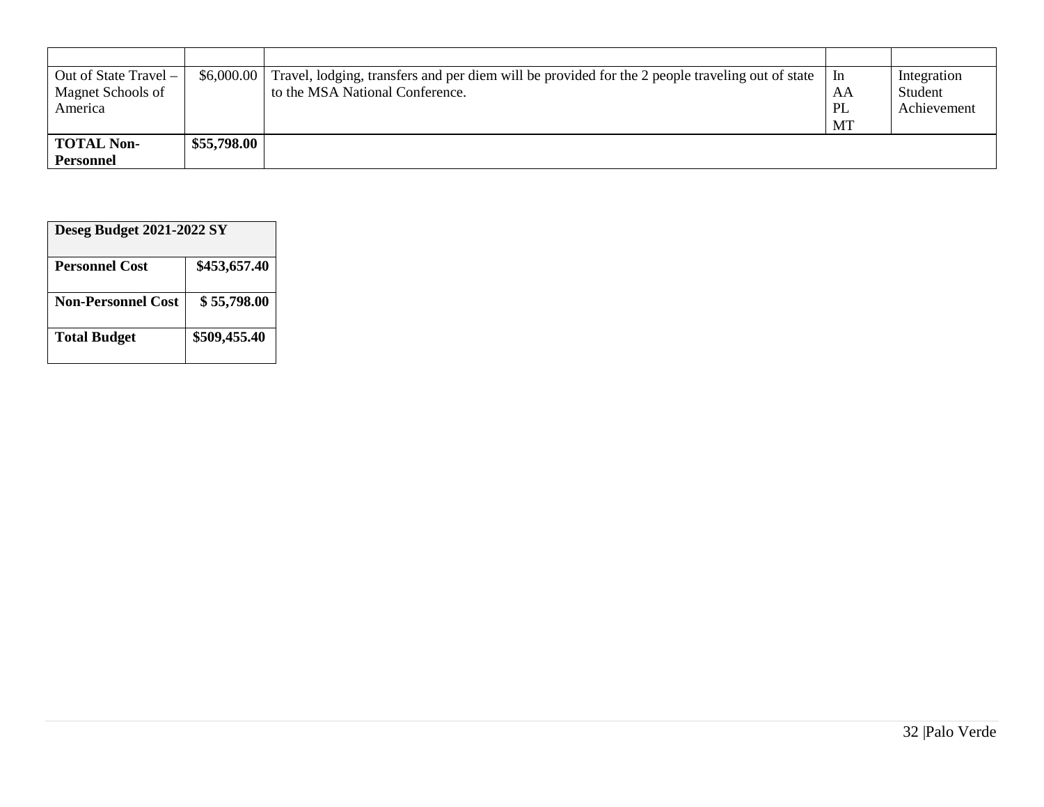| | | | | |
|---|---|---|---|---|
| Out of State Travel – Magnet Schools of America | $6,000.00 | Travel, lodging, transfers and per diem will be provided for the 2 people traveling out of state to the MSA National Conference. | In AA PL MT | Integration Student Achievement |
| **TOTAL Non-Personnel** | **$55,798.00** | | | |

| **Deseg Budget 2021-2022 SY** | |
|---|---|
| **Personnel Cost** | **$453,657.40** |
| **Non-Personnel Cost** | **$ 55,798.00** |
| **Total Budget** | **$509,455.40** |